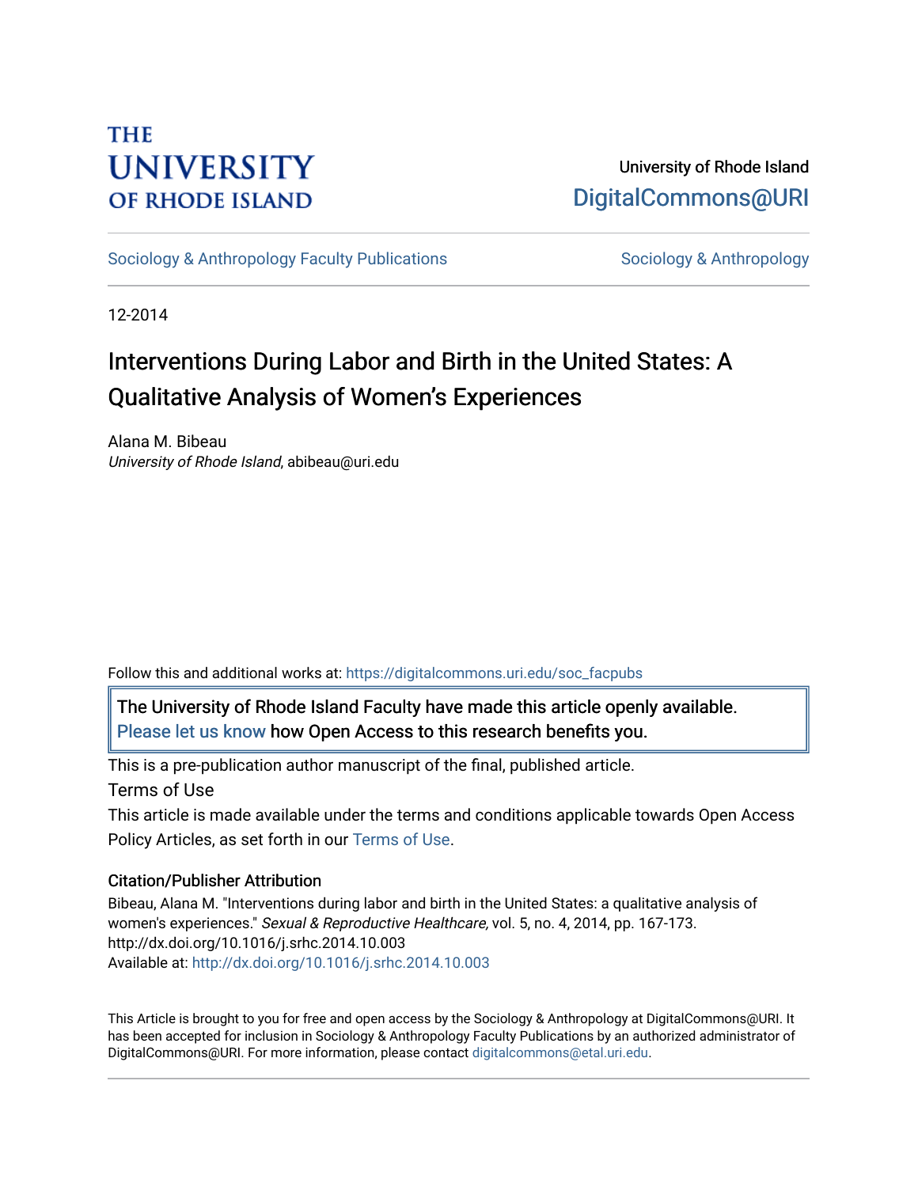THE UNIVERSITY OF RHODE ISLAND

University of Rhode Island
DigitalCommons@URI

Sociology & Anthropology Faculty Publications — Sociology & Anthropology

12-2014

# Interventions During Labor and Birth in the United States: A Qualitative Analysis of Women's Experiences

Alana M. Bibeau
*University of Rhode Island*, abibeau@uri.edu

Follow this and additional works at: https://digitalcommons.uri.edu/soc_facpubs

The University of Rhode Island Faculty have made this article openly available. Please let us know how Open Access to this research benefits you.

This is a pre-publication author manuscript of the final, published article.

Terms of Use

This article is made available under the terms and conditions applicable towards Open Access Policy Articles, as set forth in our Terms of Use.

### Citation/Publisher Attribution

Bibeau, Alana M. "Interventions during labor and birth in the United States: a qualitative analysis of women's experiences." *Sexual & Reproductive Healthcare,* vol. 5, no. 4, 2014, pp. 167-173. http://dx.doi.org/10.1016/j.srhc.2014.10.003
Available at: http://dx.doi.org/10.1016/j.srhc.2014.10.003

This Article is brought to you for free and open access by the Sociology & Anthropology at DigitalCommons@URI. It has been accepted for inclusion in Sociology & Anthropology Faculty Publications by an authorized administrator of DigitalCommons@URI. For more information, please contact digitalcommons@etal.uri.edu.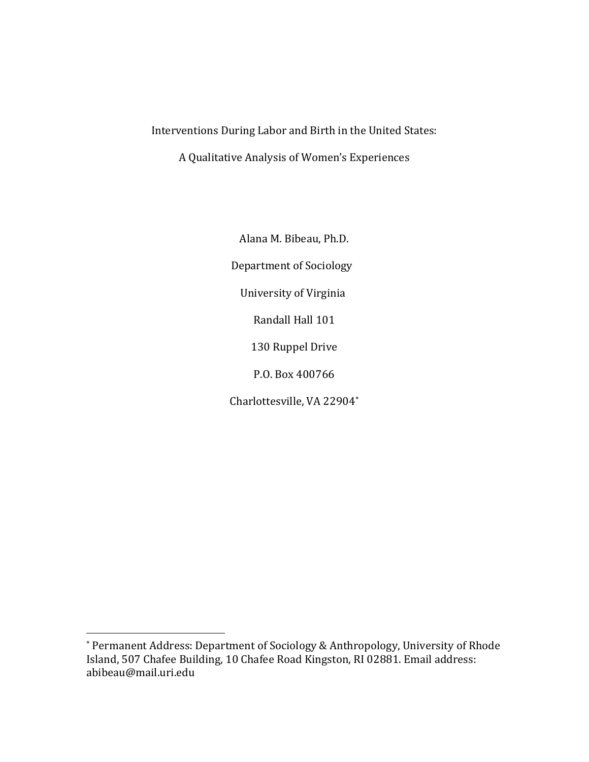# Interventions During Labor and Birth in the United States:

## A Qualitative Analysis of Women's Experiences

Alana M. Bibeau, Ph.D.

Department of Sociology

University of Virginia

Randall Hall 101

130 Ruppel Drive

P.O. Box 400766

Charlottesville, VA 22904[*]

---

[*] Permanent Address: Department of Sociology & Anthropology, University of Rhode Island, 507 Chafee Building, 10 Chafee Road Kingston, RI 02881. Email address: abibeau@mail.uri.edu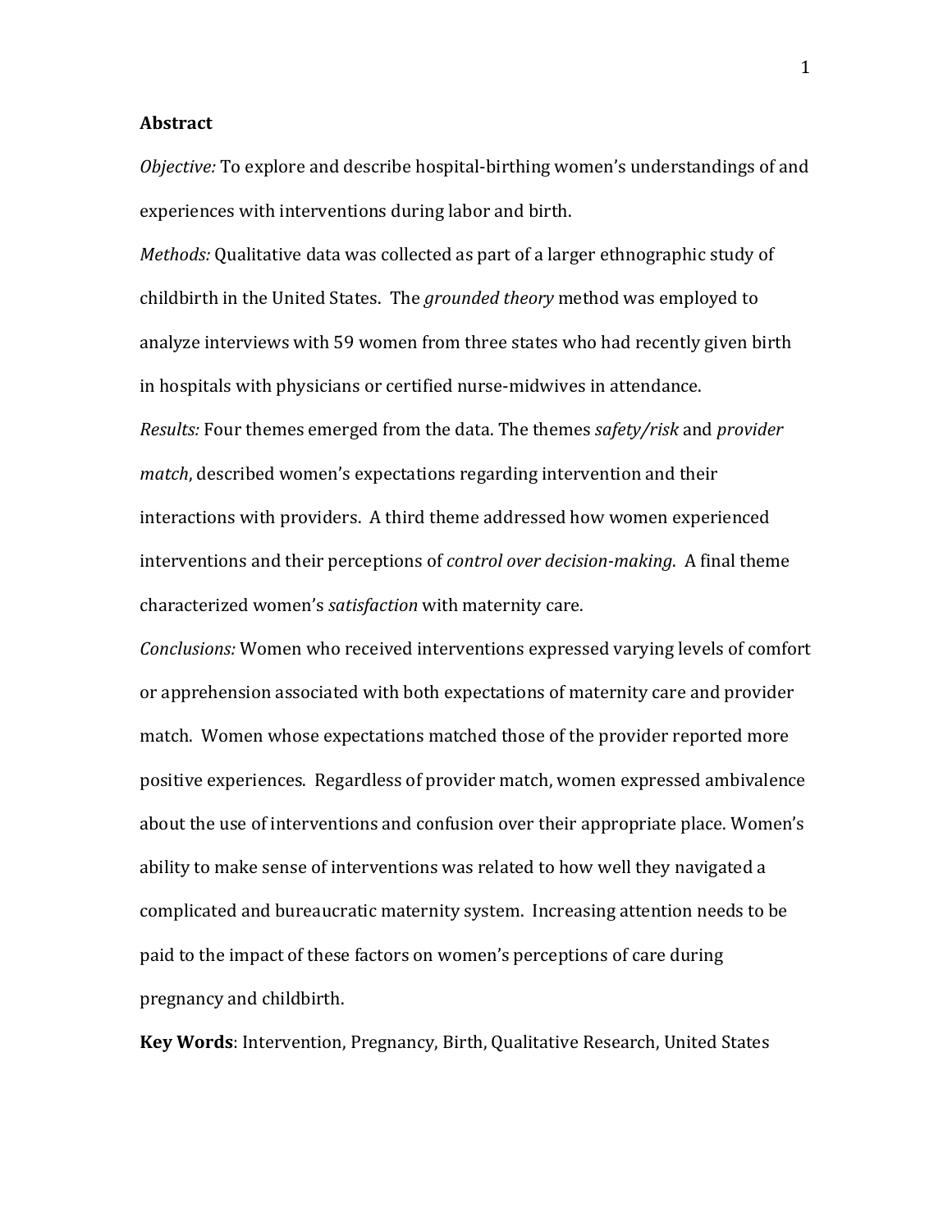**Abstract**

*Objective:* To explore and describe hospital-birthing women's understandings of and experiences with interventions during labor and birth.

*Methods:* Qualitative data was collected as part of a larger ethnographic study of childbirth in the United States. The *grounded theory* method was employed to analyze interviews with 59 women from three states who had recently given birth in hospitals with physicians or certified nurse-midwives in attendance.

*Results:* Four themes emerged from the data. The themes *safety/risk* and *provider match*, described women's expectations regarding intervention and their interactions with providers. A third theme addressed how women experienced interventions and their perceptions of *control over decision-making*. A final theme characterized women's *satisfaction* with maternity care.

*Conclusions:* Women who received interventions expressed varying levels of comfort or apprehension associated with both expectations of maternity care and provider match. Women whose expectations matched those of the provider reported more positive experiences. Regardless of provider match, women expressed ambivalence about the use of interventions and confusion over their appropriate place. Women's ability to make sense of interventions was related to how well they navigated a complicated and bureaucratic maternity system. Increasing attention needs to be paid to the impact of these factors on women's perceptions of care during pregnancy and childbirth.

**Key Words**: Intervention, Pregnancy, Birth, Qualitative Research, United States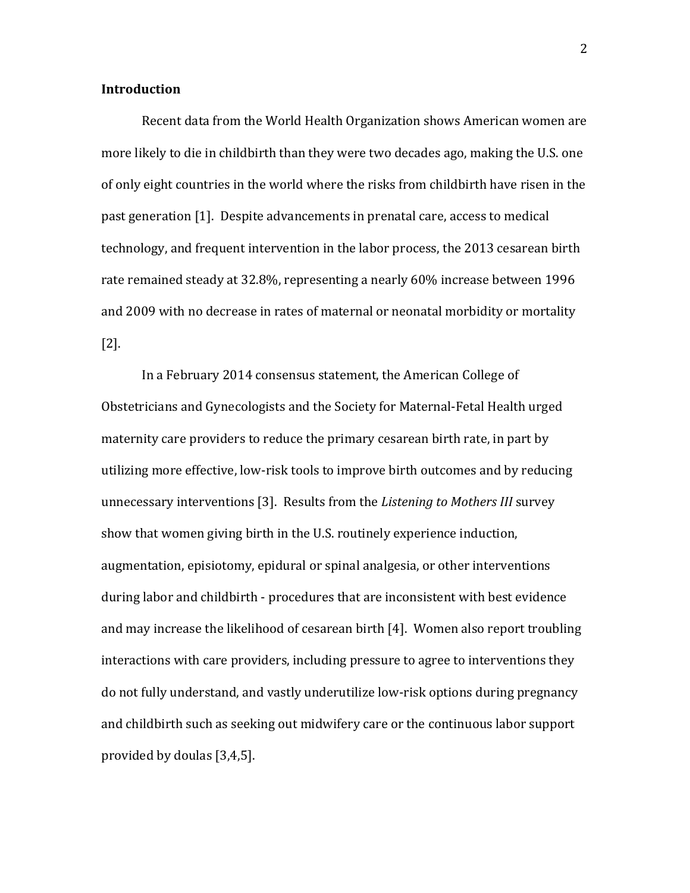## Introduction

Recent data from the World Health Organization shows American women are more likely to die in childbirth than they were two decades ago, making the U.S. one of only eight countries in the world where the risks from childbirth have risen in the past generation [1]. Despite advancements in prenatal care, access to medical technology, and frequent intervention in the labor process, the 2013 cesarean birth rate remained steady at 32.8%, representing a nearly 60% increase between 1996 and 2009 with no decrease in rates of maternal or neonatal morbidity or mortality [2].

In a February 2014 consensus statement, the American College of Obstetricians and Gynecologists and the Society for Maternal-Fetal Health urged maternity care providers to reduce the primary cesarean birth rate, in part by utilizing more effective, low-risk tools to improve birth outcomes and by reducing unnecessary interventions [3]. Results from the *Listening to Mothers III* survey show that women giving birth in the U.S. routinely experience induction, augmentation, episiotomy, epidural or spinal analgesia, or other interventions during labor and childbirth - procedures that are inconsistent with best evidence and may increase the likelihood of cesarean birth [4]. Women also report troubling interactions with care providers, including pressure to agree to interventions they do not fully understand, and vastly underutilize low-risk options during pregnancy and childbirth such as seeking out midwifery care or the continuous labor support provided by doulas [3,4,5].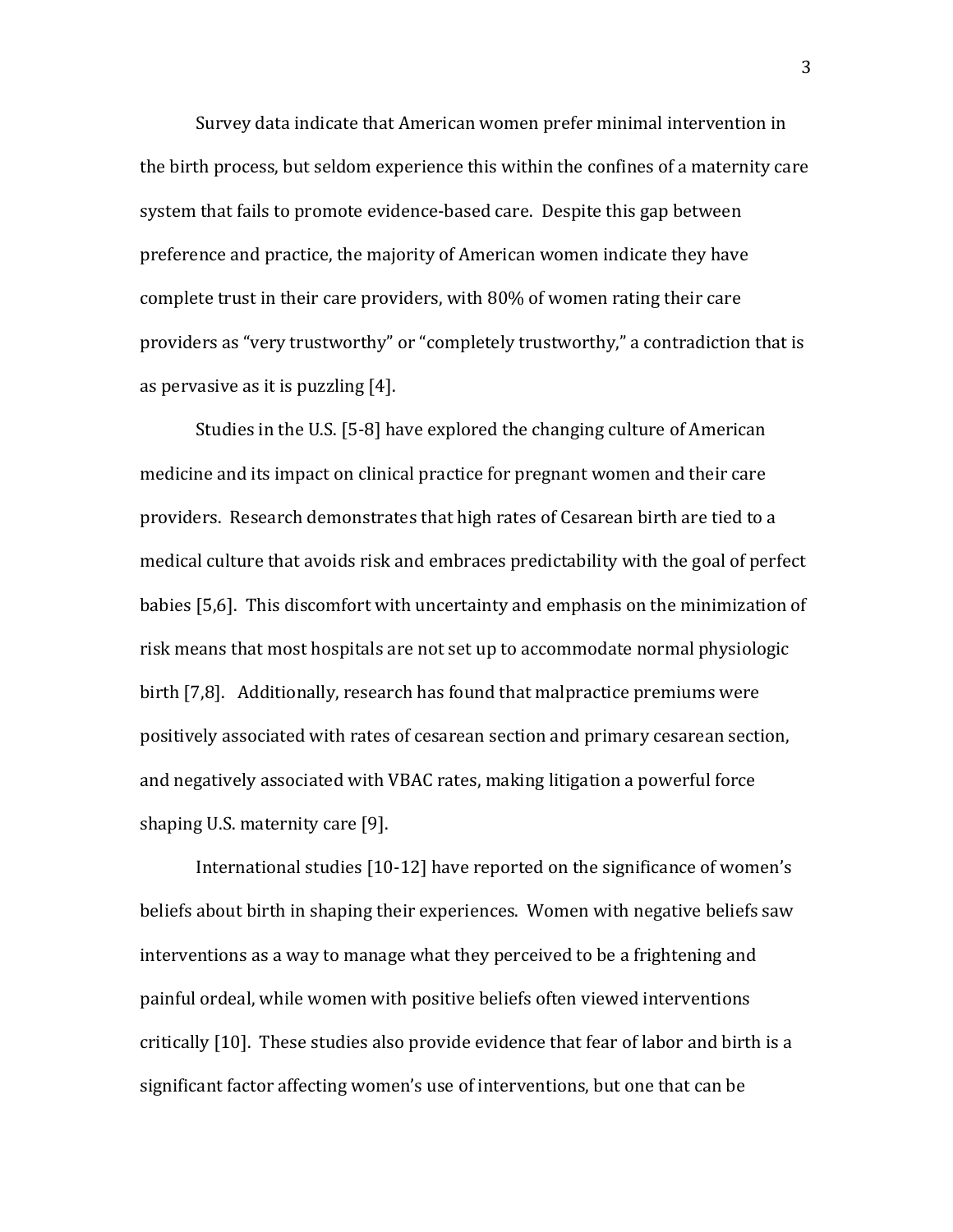Survey data indicate that American women prefer minimal intervention in the birth process, but seldom experience this within the confines of a maternity care system that fails to promote evidence-based care. Despite this gap between preference and practice, the majority of American women indicate they have complete trust in their care providers, with 80% of women rating their care providers as "very trustworthy" or "completely trustworthy," a contradiction that is as pervasive as it is puzzling [4].

Studies in the U.S. [5-8] have explored the changing culture of American medicine and its impact on clinical practice for pregnant women and their care providers. Research demonstrates that high rates of Cesarean birth are tied to a medical culture that avoids risk and embraces predictability with the goal of perfect babies [5,6]. This discomfort with uncertainty and emphasis on the minimization of risk means that most hospitals are not set up to accommodate normal physiologic birth [7,8]. Additionally, research has found that malpractice premiums were positively associated with rates of cesarean section and primary cesarean section, and negatively associated with VBAC rates, making litigation a powerful force shaping U.S. maternity care [9].

International studies [10-12] have reported on the significance of women's beliefs about birth in shaping their experiences. Women with negative beliefs saw interventions as a way to manage what they perceived to be a frightening and painful ordeal, while women with positive beliefs often viewed interventions critically [10]. These studies also provide evidence that fear of labor and birth is a significant factor affecting women's use of interventions, but one that can be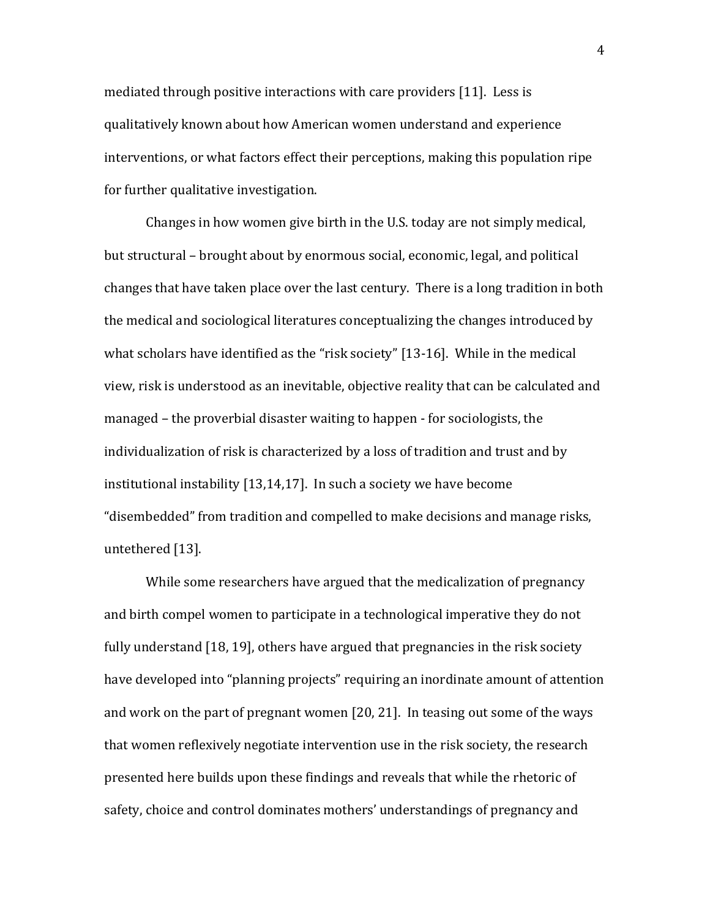mediated through positive interactions with care providers [11]. Less is qualitatively known about how American women understand and experience interventions, or what factors effect their perceptions, making this population ripe for further qualitative investigation.

Changes in how women give birth in the U.S. today are not simply medical, but structural – brought about by enormous social, economic, legal, and political changes that have taken place over the last century. There is a long tradition in both the medical and sociological literatures conceptualizing the changes introduced by what scholars have identified as the "risk society" [13-16]. While in the medical view, risk is understood as an inevitable, objective reality that can be calculated and managed – the proverbial disaster waiting to happen - for sociologists, the individualization of risk is characterized by a loss of tradition and trust and by institutional instability [13,14,17]. In such a society we have become "disembedded" from tradition and compelled to make decisions and manage risks, untethered [13].

While some researchers have argued that the medicalization of pregnancy and birth compel women to participate in a technological imperative they do not fully understand [18, 19], others have argued that pregnancies in the risk society have developed into "planning projects" requiring an inordinate amount of attention and work on the part of pregnant women [20, 21]. In teasing out some of the ways that women reflexively negotiate intervention use in the risk society, the research presented here builds upon these findings and reveals that while the rhetoric of safety, choice and control dominates mothers' understandings of pregnancy and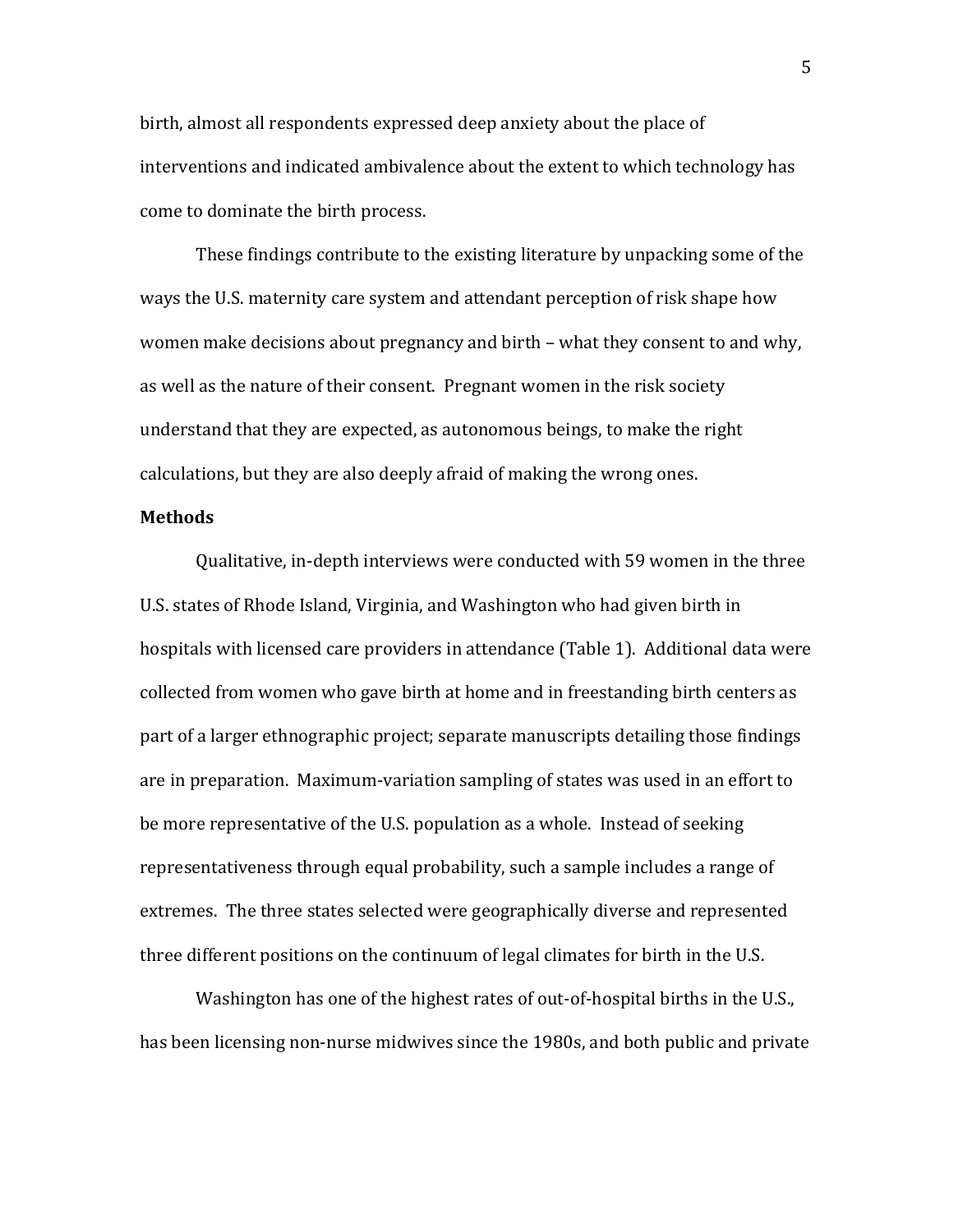birth, almost all respondents expressed deep anxiety about the place of interventions and indicated ambivalence about the extent to which technology has come to dominate the birth process.

These findings contribute to the existing literature by unpacking some of the ways the U.S. maternity care system and attendant perception of risk shape how women make decisions about pregnancy and birth – what they consent to and why, as well as the nature of their consent. Pregnant women in the risk society understand that they are expected, as autonomous beings, to make the right calculations, but they are also deeply afraid of making the wrong ones.

**Methods**

Qualitative, in-depth interviews were conducted with 59 women in the three U.S. states of Rhode Island, Virginia, and Washington who had given birth in hospitals with licensed care providers in attendance (Table 1). Additional data were collected from women who gave birth at home and in freestanding birth centers as part of a larger ethnographic project; separate manuscripts detailing those findings are in preparation. Maximum-variation sampling of states was used in an effort to be more representative of the U.S. population as a whole. Instead of seeking representativeness through equal probability, such a sample includes a range of extremes. The three states selected were geographically diverse and represented three different positions on the continuum of legal climates for birth in the U.S.

Washington has one of the highest rates of out-of-hospital births in the U.S., has been licensing non-nurse midwives since the 1980s, and both public and private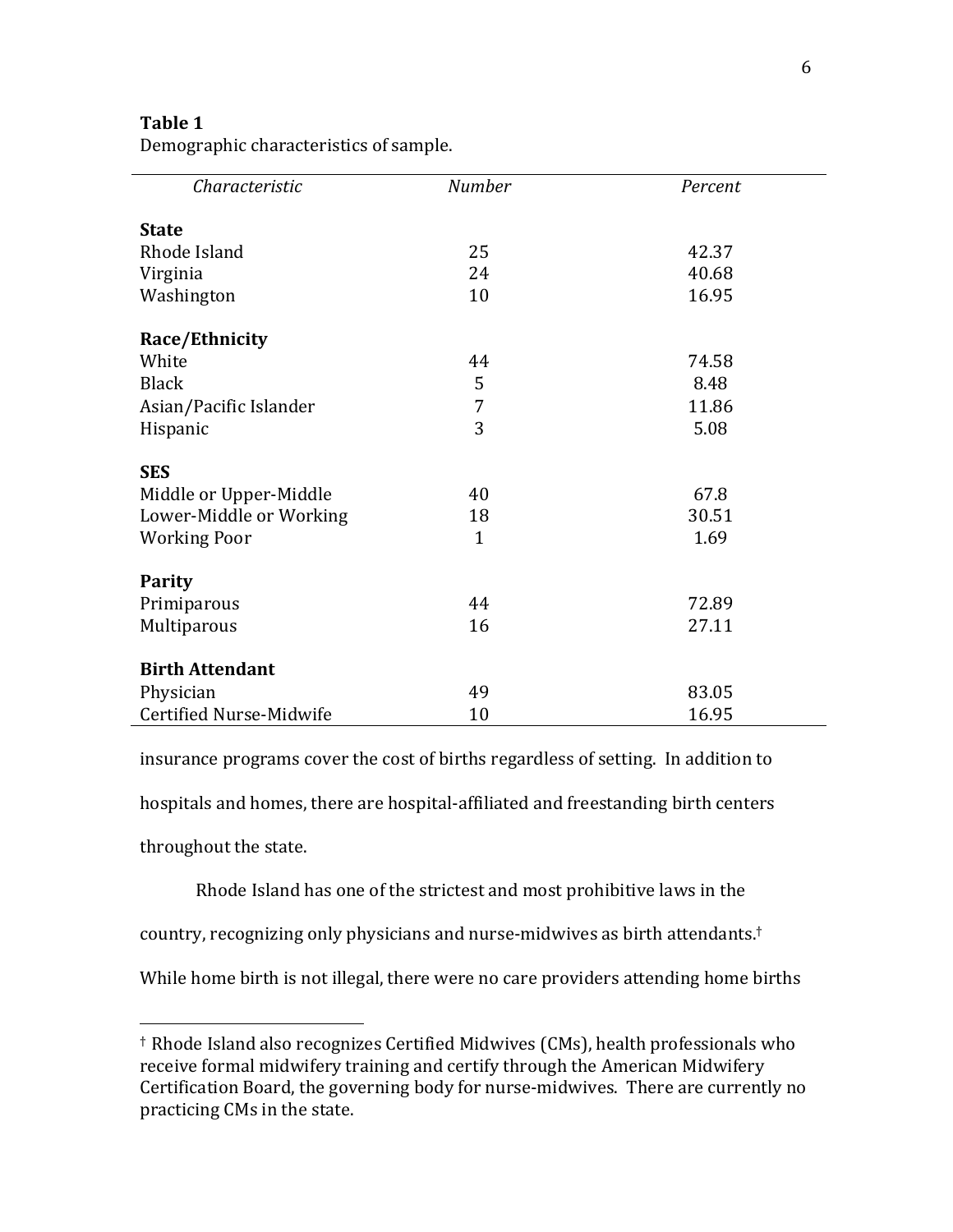**Table 1**
Demographic characteristics of sample.

| *Characteristic* | *Number* | *Percent* |
|---|---|---|
| **State** | | |
| Rhode Island | 25 | 42.37 |
| Virginia | 24 | 40.68 |
| Washington | 10 | 16.95 |
| **Race/Ethnicity** | | |
| White | 44 | 74.58 |
| Black | 5 | 8.48 |
| Asian/Pacific Islander | 7 | 11.86 |
| Hispanic | 3 | 5.08 |
| **SES** | | |
| Middle or Upper-Middle | 40 | 67.8 |
| Lower-Middle or Working | 18 | 30.51 |
| Working Poor | 1 | 1.69 |
| **Parity** | | |
| Primiparous | 44 | 72.89 |
| Multiparous | 16 | 27.11 |
| **Birth Attendant** | | |
| Physician | 49 | 83.05 |
| Certified Nurse-Midwife | 10 | 16.95 |

insurance programs cover the cost of births regardless of setting. In addition to hospitals and homes, there are hospital-affiliated and freestanding birth centers throughout the state.

Rhode Island has one of the strictest and most prohibitive laws in the country, recognizing only physicians and nurse-midwives as birth attendants.† While home birth is not illegal, there were no care providers attending home births

† Rhode Island also recognizes Certified Midwives (CMs), health professionals who receive formal midwifery training and certify through the American Midwifery Certification Board, the governing body for nurse-midwives. There are currently no practicing CMs in the state.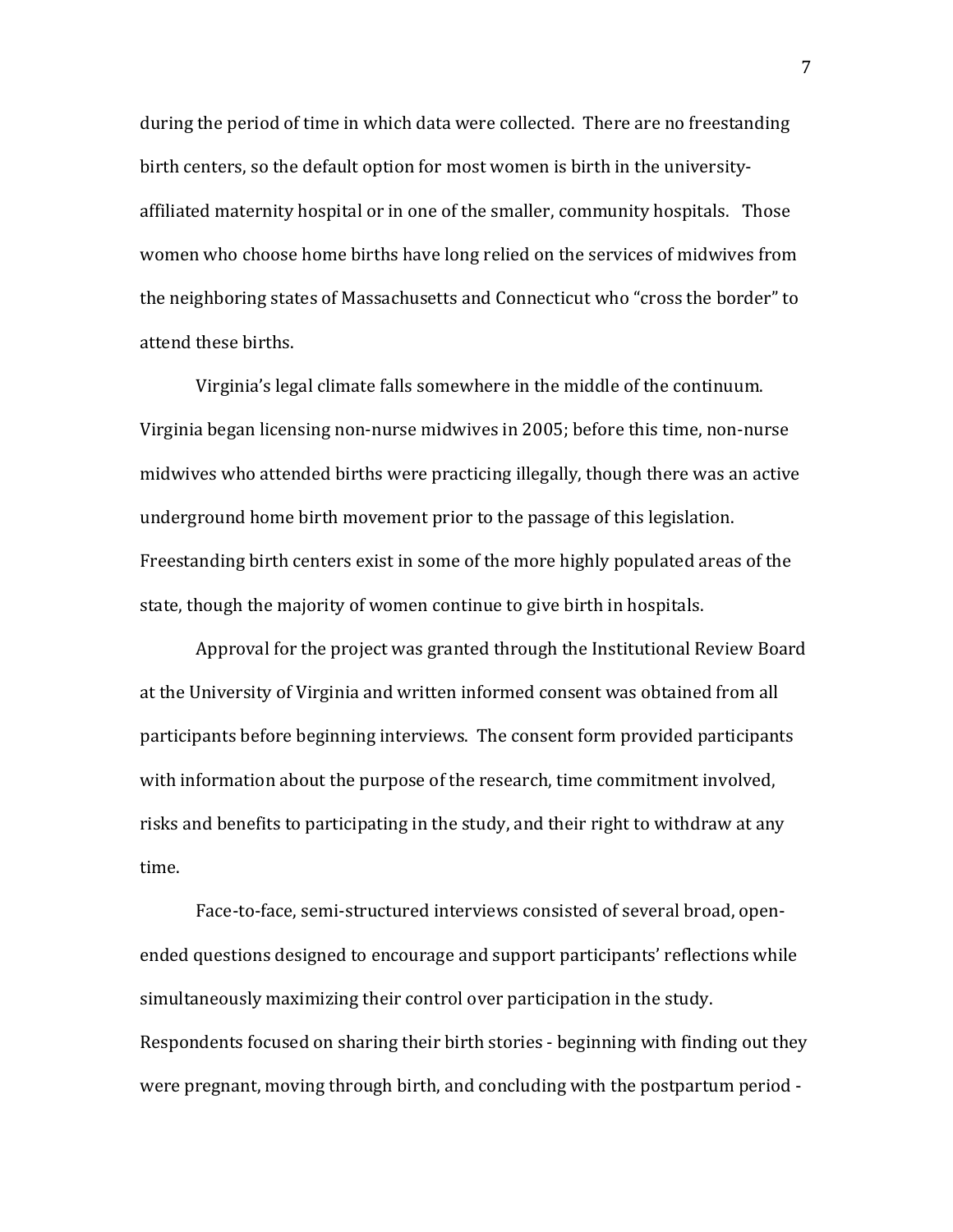during the period of time in which data were collected. There are no freestanding birth centers, so the default option for most women is birth in the university-affiliated maternity hospital or in one of the smaller, community hospitals. Those women who choose home births have long relied on the services of midwives from the neighboring states of Massachusetts and Connecticut who "cross the border" to attend these births.

Virginia's legal climate falls somewhere in the middle of the continuum. Virginia began licensing non-nurse midwives in 2005; before this time, non-nurse midwives who attended births were practicing illegally, though there was an active underground home birth movement prior to the passage of this legislation. Freestanding birth centers exist in some of the more highly populated areas of the state, though the majority of women continue to give birth in hospitals.

Approval for the project was granted through the Institutional Review Board at the University of Virginia and written informed consent was obtained from all participants before beginning interviews. The consent form provided participants with information about the purpose of the research, time commitment involved, risks and benefits to participating in the study, and their right to withdraw at any time.

Face-to-face, semi-structured interviews consisted of several broad, open-ended questions designed to encourage and support participants' reflections while simultaneously maximizing their control over participation in the study. Respondents focused on sharing their birth stories - beginning with finding out they were pregnant, moving through birth, and concluding with the postpartum period -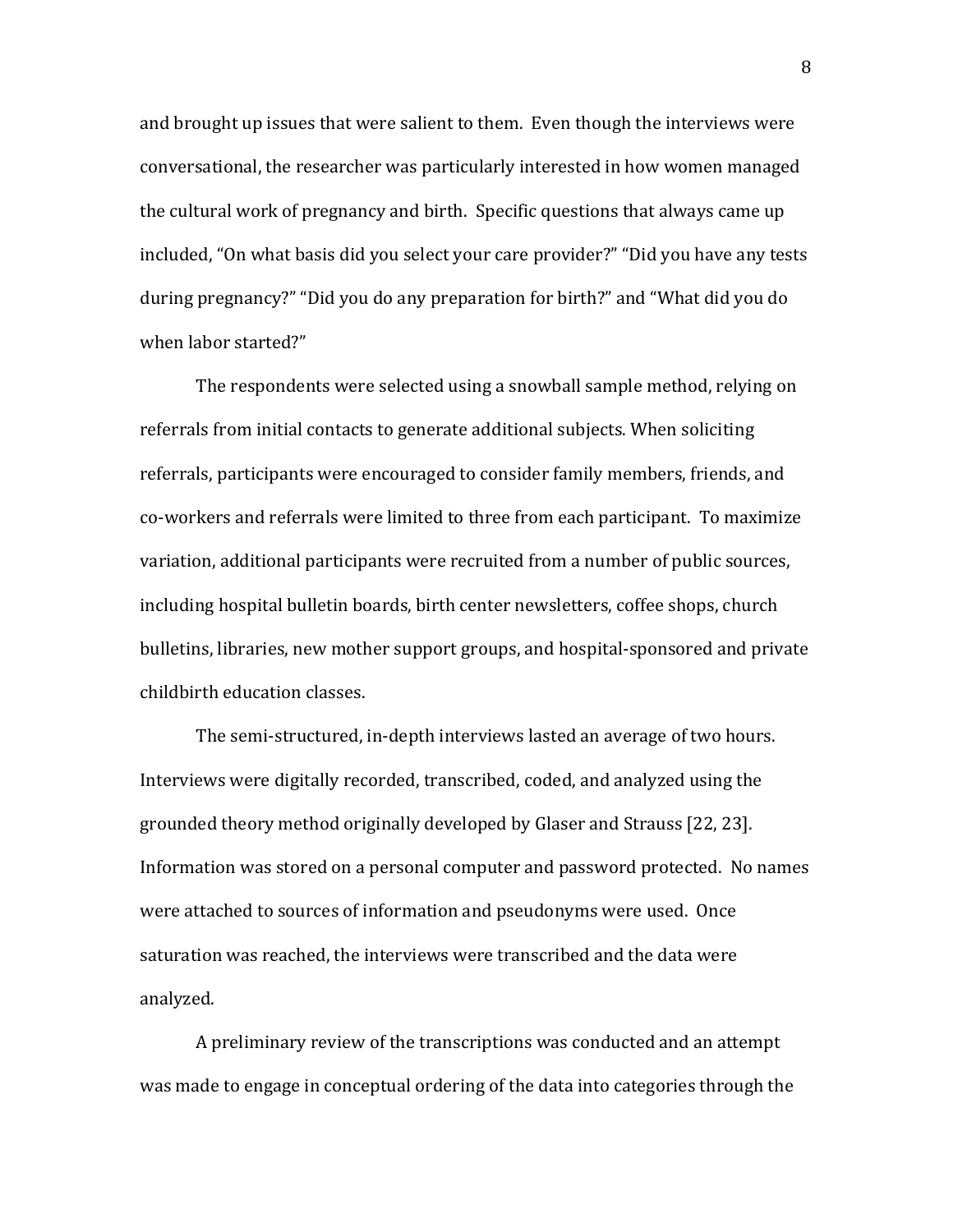and brought up issues that were salient to them. Even though the interviews were conversational, the researcher was particularly interested in how women managed the cultural work of pregnancy and birth. Specific questions that always came up included, "On what basis did you select your care provider?" "Did you have any tests during pregnancy?" "Did you do any preparation for birth?" and "What did you do when labor started?"

The respondents were selected using a snowball sample method, relying on referrals from initial contacts to generate additional subjects. When soliciting referrals, participants were encouraged to consider family members, friends, and co-workers and referrals were limited to three from each participant. To maximize variation, additional participants were recruited from a number of public sources, including hospital bulletin boards, birth center newsletters, coffee shops, church bulletins, libraries, new mother support groups, and hospital-sponsored and private childbirth education classes.

The semi-structured, in-depth interviews lasted an average of two hours. Interviews were digitally recorded, transcribed, coded, and analyzed using the grounded theory method originally developed by Glaser and Strauss [22, 23]. Information was stored on a personal computer and password protected. No names were attached to sources of information and pseudonyms were used. Once saturation was reached, the interviews were transcribed and the data were analyzed.

A preliminary review of the transcriptions was conducted and an attempt was made to engage in conceptual ordering of the data into categories through the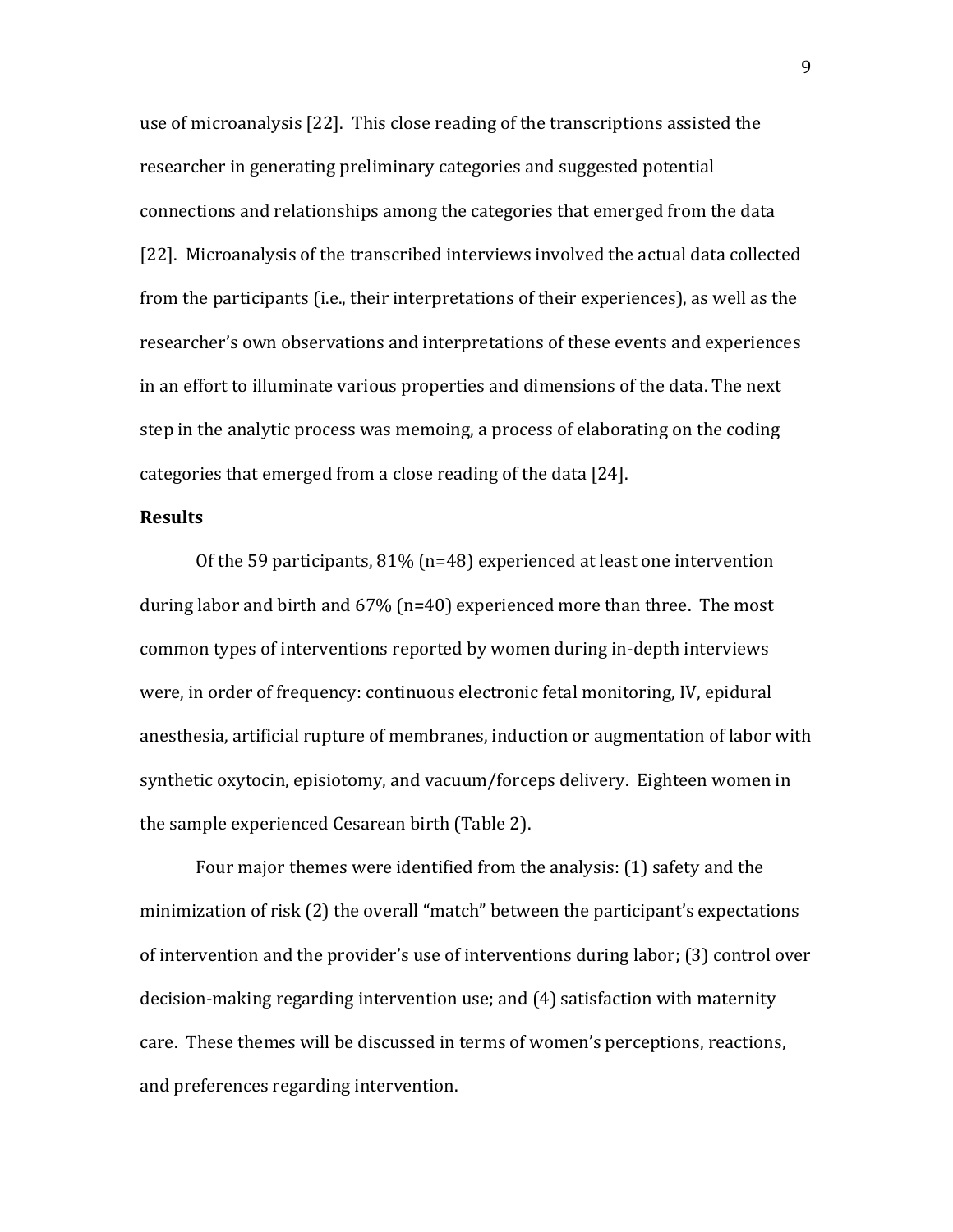use of microanalysis [22]. This close reading of the transcriptions assisted the researcher in generating preliminary categories and suggested potential connections and relationships among the categories that emerged from the data [22]. Microanalysis of the transcribed interviews involved the actual data collected from the participants (i.e., their interpretations of their experiences), as well as the researcher's own observations and interpretations of these events and experiences in an effort to illuminate various properties and dimensions of the data. The next step in the analytic process was memoing, a process of elaborating on the coding categories that emerged from a close reading of the data [24].

## Results

Of the 59 participants, 81% (n=48) experienced at least one intervention during labor and birth and 67% (n=40) experienced more than three. The most common types of interventions reported by women during in-depth interviews were, in order of frequency: continuous electronic fetal monitoring, IV, epidural anesthesia, artificial rupture of membranes, induction or augmentation of labor with synthetic oxytocin, episiotomy, and vacuum/forceps delivery. Eighteen women in the sample experienced Cesarean birth (Table 2).

Four major themes were identified from the analysis: (1) safety and the minimization of risk (2) the overall "match" between the participant's expectations of intervention and the provider's use of interventions during labor; (3) control over decision-making regarding intervention use; and (4) satisfaction with maternity care. These themes will be discussed in terms of women's perceptions, reactions, and preferences regarding intervention.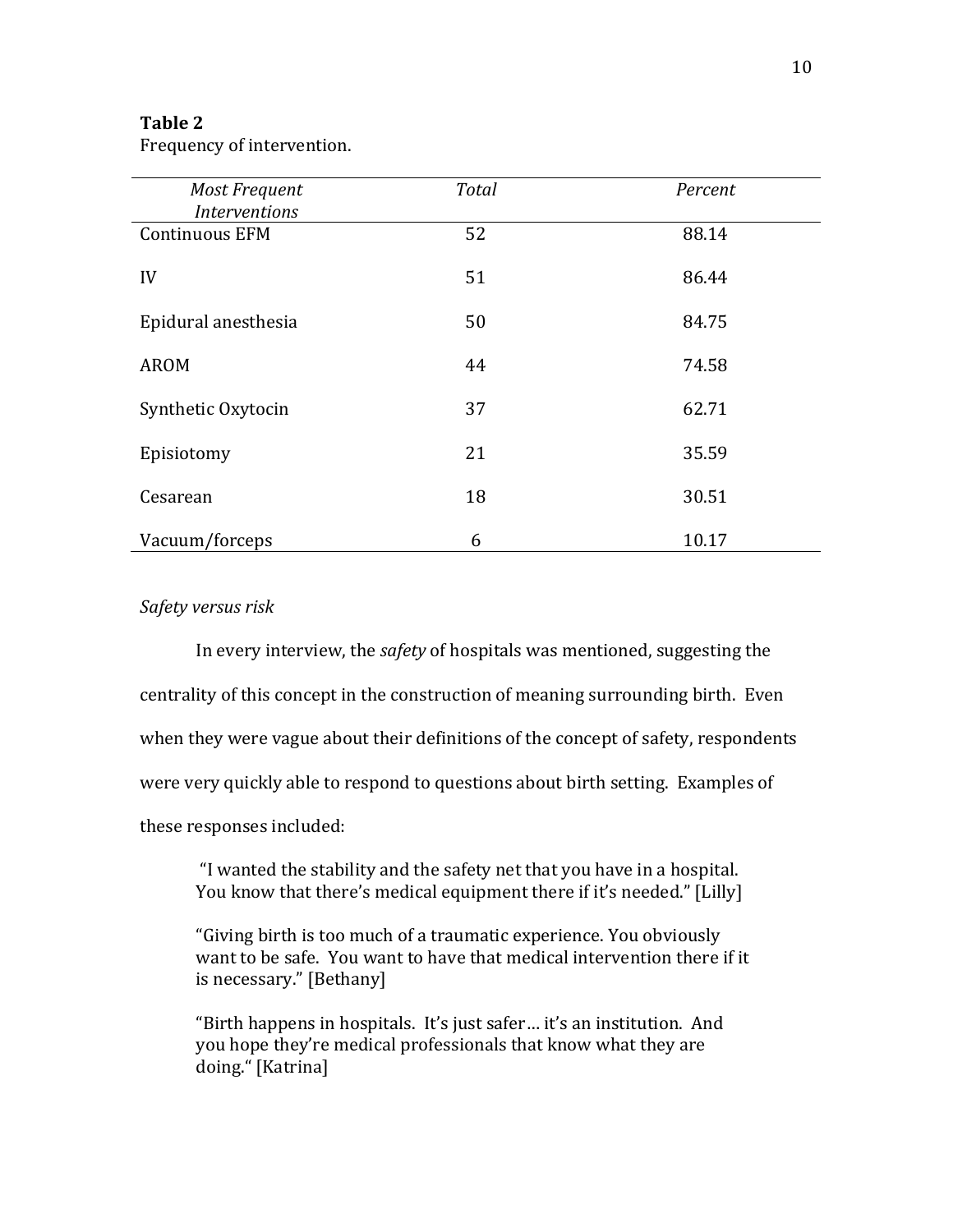**Table 2**
Frequency of intervention.

| *Most Frequent Interventions* | *Total* | *Percent* |
|---|---|---|
| Continuous EFM | 52 | 88.14 |
| IV | 51 | 86.44 |
| Epidural anesthesia | 50 | 84.75 |
| AROM | 44 | 74.58 |
| Synthetic Oxytocin | 37 | 62.71 |
| Episiotomy | 21 | 35.59 |
| Cesarean | 18 | 30.51 |
| Vacuum/forceps | 6 | 10.17 |

*Safety versus risk*

In every interview, the *safety* of hospitals was mentioned, suggesting the centrality of this concept in the construction of meaning surrounding birth. Even when they were vague about their definitions of the concept of safety, respondents were very quickly able to respond to questions about birth setting. Examples of these responses included:

> "I wanted the stability and the safety net that you have in a hospital. You know that there's medical equipment there if it's needed." [Lilly]
>
> "Giving birth is too much of a traumatic experience. You obviously want to be safe. You want to have that medical intervention there if it is necessary." [Bethany]
>
> "Birth happens in hospitals. It's just safer… it's an institution. And you hope they're medical professionals that know what they are doing." [Katrina]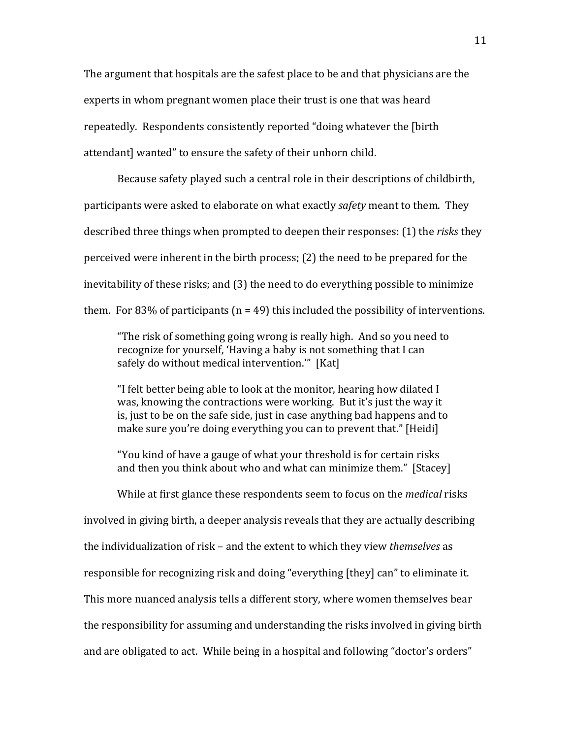The argument that hospitals are the safest place to be and that physicians are the experts in whom pregnant women place their trust is one that was heard repeatedly. Respondents consistently reported "doing whatever the [birth attendant] wanted" to ensure the safety of their unborn child.

Because safety played such a central role in their descriptions of childbirth, participants were asked to elaborate on what exactly *safety* meant to them. They described three things when prompted to deepen their responses: (1) the *risks* they perceived were inherent in the birth process; (2) the need to be prepared for the inevitability of these risks; and (3) the need to do everything possible to minimize them. For 83% of participants (n = 49) this included the possibility of interventions.

> "The risk of something going wrong is really high. And so you need to recognize for yourself, 'Having a baby is not something that I can safely do without medical intervention.'" [Kat]

> "I felt better being able to look at the monitor, hearing how dilated I was, knowing the contractions were working. But it's just the way it is, just to be on the safe side, just in case anything bad happens and to make sure you're doing everything you can to prevent that." [Heidi]

> "You kind of have a gauge of what your threshold is for certain risks and then you think about who and what can minimize them." [Stacey]

While at first glance these respondents seem to focus on the *medical* risks involved in giving birth, a deeper analysis reveals that they are actually describing the individualization of risk – and the extent to which they view *themselves* as responsible for recognizing risk and doing "everything [they] can" to eliminate it. This more nuanced analysis tells a different story, where women themselves bear the responsibility for assuming and understanding the risks involved in giving birth and are obligated to act. While being in a hospital and following "doctor's orders"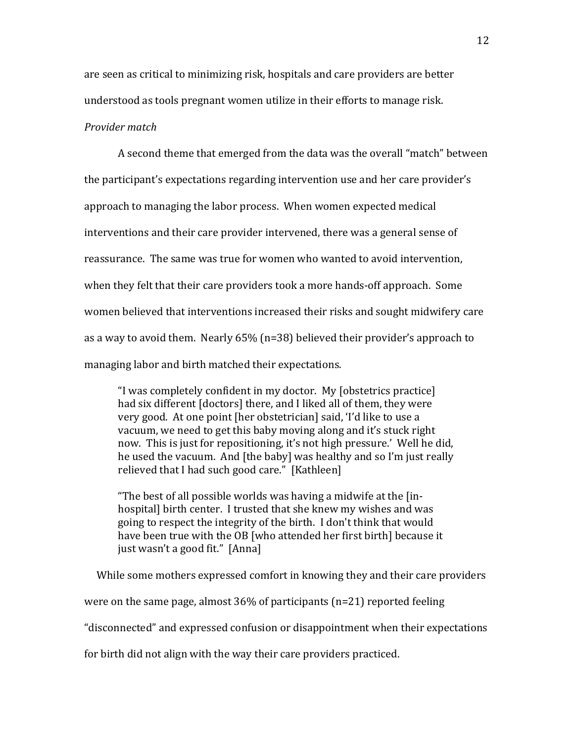are seen as critical to minimizing risk, hospitals and care providers are better understood as tools pregnant women utilize in their efforts to manage risk.

*Provider match*

A second theme that emerged from the data was the overall "match" between the participant's expectations regarding intervention use and her care provider's approach to managing the labor process. When women expected medical interventions and their care provider intervened, there was a general sense of reassurance. The same was true for women who wanted to avoid intervention, when they felt that their care providers took a more hands-off approach. Some women believed that interventions increased their risks and sought midwifery care as a way to avoid them. Nearly 65% (n=38) believed their provider's approach to managing labor and birth matched their expectations.

> "I was completely confident in my doctor. My [obstetrics practice] had six different [doctors] there, and I liked all of them, they were very good. At one point [her obstetrician] said, 'I'd like to use a vacuum, we need to get this baby moving along and it's stuck right now. This is just for repositioning, it's not high pressure.' Well he did, he used the vacuum. And [the baby] was healthy and so I'm just really relieved that I had such good care." [Kathleen]

> "The best of all possible worlds was having a midwife at the [in-hospital] birth center. I trusted that she knew my wishes and was going to respect the integrity of the birth. I don't think that would have been true with the OB [who attended her first birth] because it just wasn't a good fit." [Anna]

While some mothers expressed comfort in knowing they and their care providers were on the same page, almost 36% of participants (n=21) reported feeling "disconnected" and expressed confusion or disappointment when their expectations for birth did not align with the way their care providers practiced.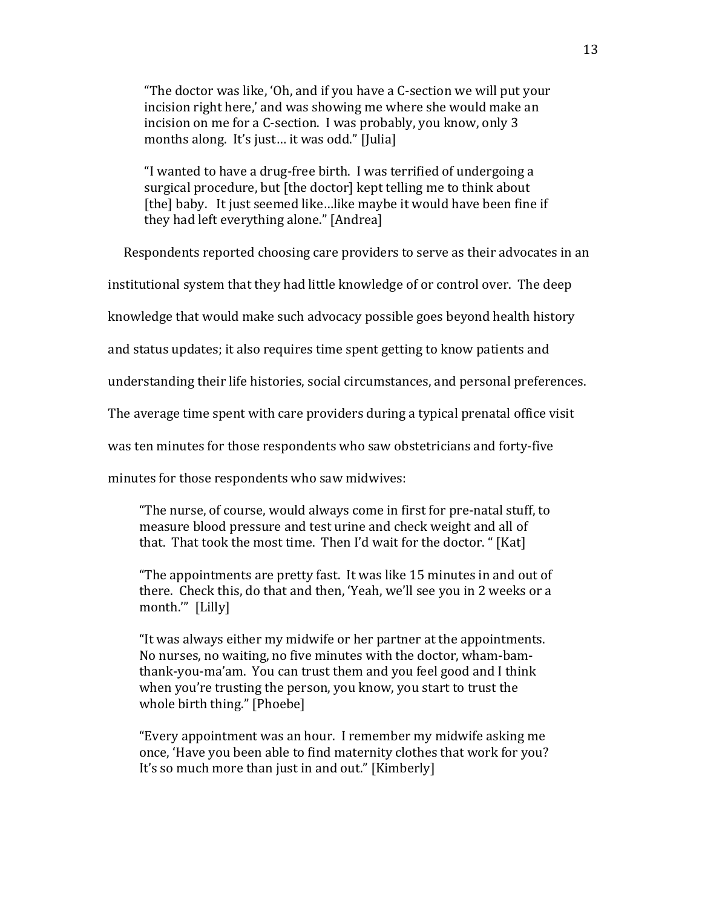> "The doctor was like, 'Oh, and if you have a C-section we will put your incision right here,' and was showing me where she would make an incision on me for a C-section. I was probably, you know, only 3 months along. It's just… it was odd." [Julia]

> "I wanted to have a drug-free birth. I was terrified of undergoing a surgical procedure, but [the doctor] kept telling me to think about [the] baby. It just seemed like…like maybe it would have been fine if they had left everything alone." [Andrea]

Respondents reported choosing care providers to serve as their advocates in an institutional system that they had little knowledge of or control over. The deep knowledge that would make such advocacy possible goes beyond health history and status updates; it also requires time spent getting to know patients and understanding their life histories, social circumstances, and personal preferences. The average time spent with care providers during a typical prenatal office visit was ten minutes for those respondents who saw obstetricians and forty-five minutes for those respondents who saw midwives:

> "The nurse, of course, would always come in first for pre-natal stuff, to measure blood pressure and test urine and check weight and all of that. That took the most time. Then I'd wait for the doctor. " [Kat]

> "The appointments are pretty fast. It was like 15 minutes in and out of there. Check this, do that and then, 'Yeah, we'll see you in 2 weeks or a month.'" [Lilly]

> "It was always either my midwife or her partner at the appointments. No nurses, no waiting, no five minutes with the doctor, wham-bam-thank-you-ma'am. You can trust them and you feel good and I think when you're trusting the person, you know, you start to trust the whole birth thing." [Phoebe]

> "Every appointment was an hour. I remember my midwife asking me once, 'Have you been able to find maternity clothes that work for you? It's so much more than just in and out." [Kimberly]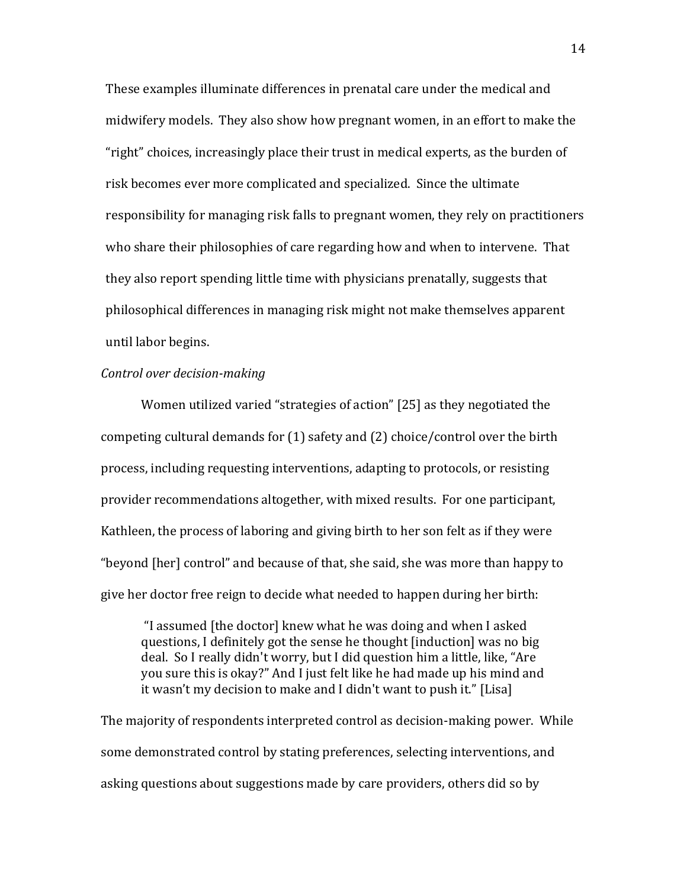These examples illuminate differences in prenatal care under the medical and midwifery models. They also show how pregnant women, in an effort to make the "right" choices, increasingly place their trust in medical experts, as the burden of risk becomes ever more complicated and specialized. Since the ultimate responsibility for managing risk falls to pregnant women, they rely on practitioners who share their philosophies of care regarding how and when to intervene. That they also report spending little time with physicians prenatally, suggests that philosophical differences in managing risk might not make themselves apparent until labor begins.

*Control over decision-making*

Women utilized varied "strategies of action" [25] as they negotiated the competing cultural demands for (1) safety and (2) choice/control over the birth process, including requesting interventions, adapting to protocols, or resisting provider recommendations altogether, with mixed results. For one participant, Kathleen, the process of laboring and giving birth to her son felt as if they were "beyond [her] control" and because of that, she said, she was more than happy to give her doctor free reign to decide what needed to happen during her birth:

> "I assumed [the doctor] knew what he was doing and when I asked questions, I definitely got the sense he thought [induction] was no big deal. So I really didn't worry, but I did question him a little, like, "Are you sure this is okay?" And I just felt like he had made up his mind and it wasn't my decision to make and I didn't want to push it." [Lisa]

The majority of respondents interpreted control as decision-making power. While some demonstrated control by stating preferences, selecting interventions, and asking questions about suggestions made by care providers, others did so by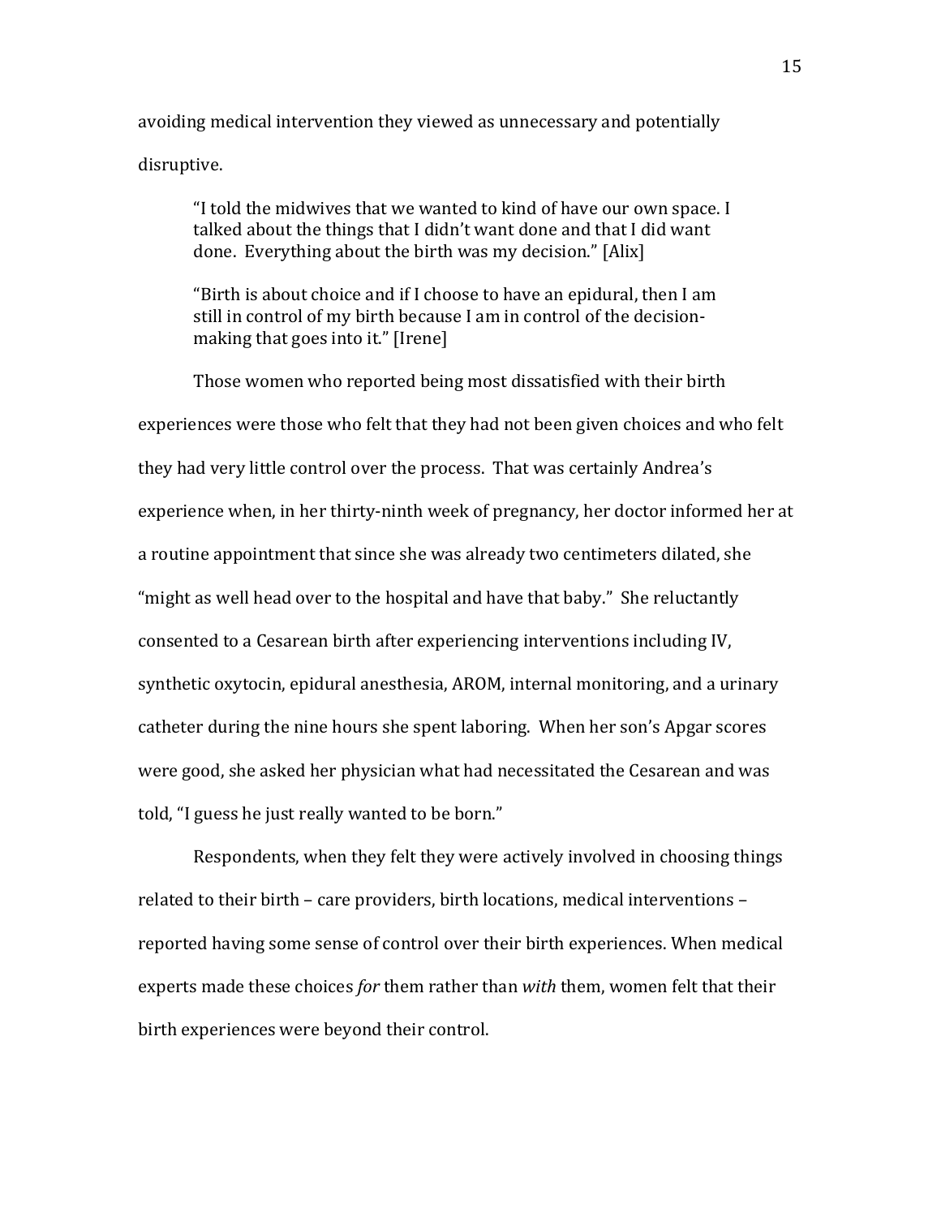avoiding medical intervention they viewed as unnecessary and potentially disruptive.

> "I told the midwives that we wanted to kind of have our own space. I talked about the things that I didn't want done and that I did want done. Everything about the birth was my decision." [Alix]

> "Birth is about choice and if I choose to have an epidural, then I am still in control of my birth because I am in control of the decision-making that goes into it." [Irene]

Those women who reported being most dissatisfied with their birth experiences were those who felt that they had not been given choices and who felt they had very little control over the process. That was certainly Andrea's experience when, in her thirty-ninth week of pregnancy, her doctor informed her at a routine appointment that since she was already two centimeters dilated, she "might as well head over to the hospital and have that baby." She reluctantly consented to a Cesarean birth after experiencing interventions including IV, synthetic oxytocin, epidural anesthesia, AROM, internal monitoring, and a urinary catheter during the nine hours she spent laboring. When her son's Apgar scores were good, she asked her physician what had necessitated the Cesarean and was told, "I guess he just really wanted to be born."

Respondents, when they felt they were actively involved in choosing things related to their birth – care providers, birth locations, medical interventions – reported having some sense of control over their birth experiences. When medical experts made these choices *for* them rather than *with* them, women felt that their birth experiences were beyond their control.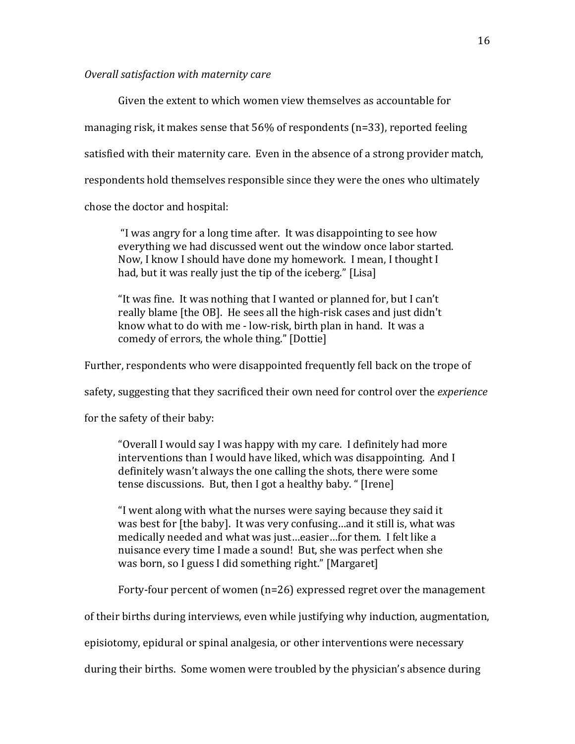*Overall satisfaction with maternity care*

Given the extent to which women view themselves as accountable for managing risk, it makes sense that 56% of respondents (n=33), reported feeling satisfied with their maternity care. Even in the absence of a strong provider match, respondents hold themselves responsible since they were the ones who ultimately chose the doctor and hospital:

> "I was angry for a long time after. It was disappointing to see how everything we had discussed went out the window once labor started. Now, I know I should have done my homework. I mean, I thought I had, but it was really just the tip of the iceberg." [Lisa]
>
> "It was fine. It was nothing that I wanted or planned for, but I can't really blame [the OB]. He sees all the high-risk cases and just didn't know what to do with me - low-risk, birth plan in hand. It was a comedy of errors, the whole thing." [Dottie]

Further, respondents who were disappointed frequently fell back on the trope of safety, suggesting that they sacrificed their own need for control over the *experience* for the safety of their baby:

> "Overall I would say I was happy with my care. I definitely had more interventions than I would have liked, which was disappointing. And I definitely wasn't always the one calling the shots, there were some tense discussions. But, then I got a healthy baby. " [Irene]
>
> "I went along with what the nurses were saying because they said it was best for [the baby]. It was very confusing…and it still is, what was medically needed and what was just…easier…for them. I felt like a nuisance every time I made a sound! But, she was perfect when she was born, so I guess I did something right." [Margaret]

Forty-four percent of women (n=26) expressed regret over the management of their births during interviews, even while justifying why induction, augmentation, episiotomy, epidural or spinal analgesia, or other interventions were necessary during their births. Some women were troubled by the physician's absence during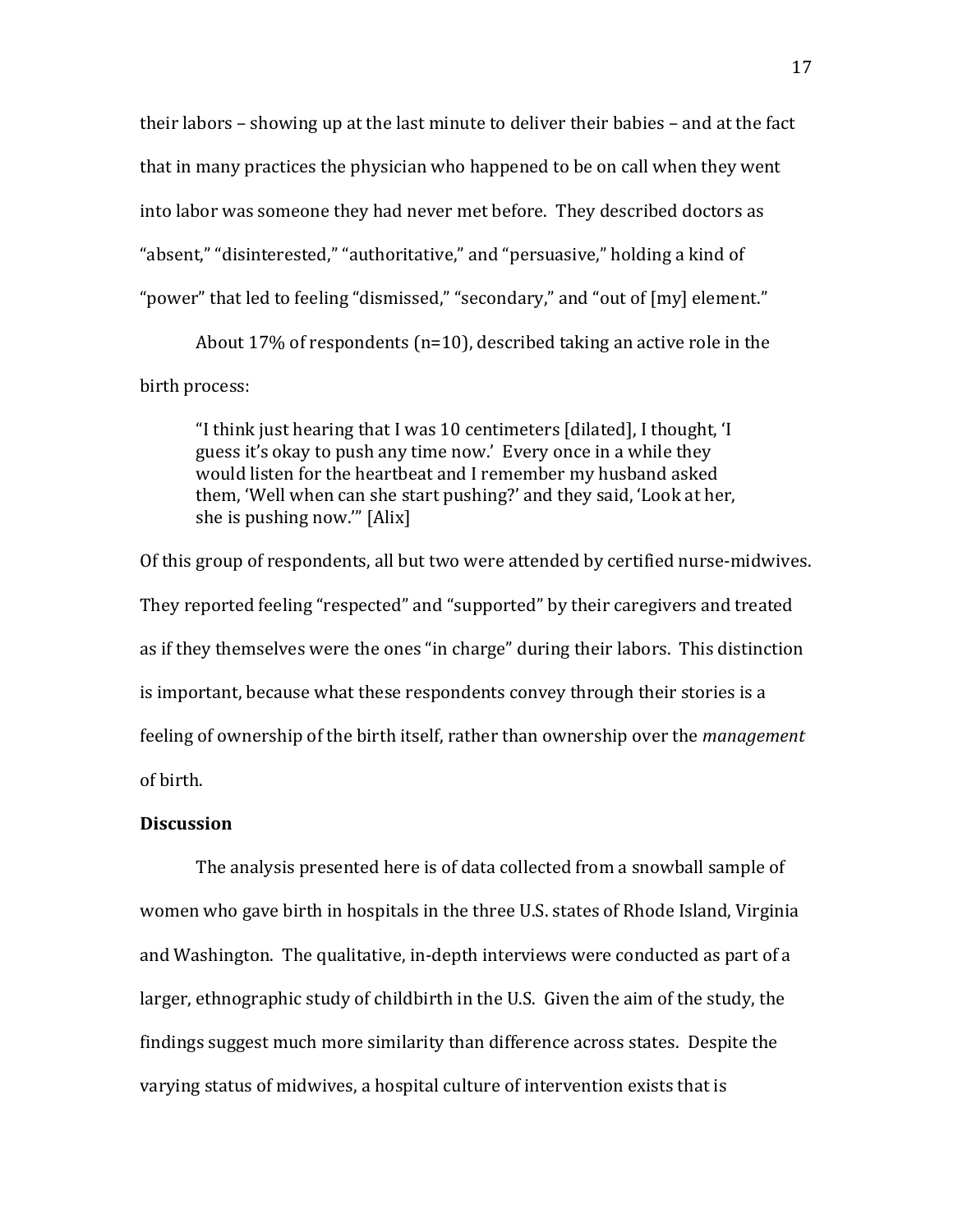their labors – showing up at the last minute to deliver their babies – and at the fact that in many practices the physician who happened to be on call when they went into labor was someone they had never met before. They described doctors as "absent," "disinterested," "authoritative," and "persuasive," holding a kind of "power" that led to feeling "dismissed," "secondary," and "out of [my] element."

About 17% of respondents (n=10), described taking an active role in the birth process:

> "I think just hearing that I was 10 centimeters [dilated], I thought, 'I guess it's okay to push any time now.' Every once in a while they would listen for the heartbeat and I remember my husband asked them, 'Well when can she start pushing?' and they said, 'Look at her, she is pushing now.'" [Alix]

Of this group of respondents, all but two were attended by certified nurse-midwives. They reported feeling "respected" and "supported" by their caregivers and treated as if they themselves were the ones "in charge" during their labors. This distinction is important, because what these respondents convey through their stories is a feeling of ownership of the birth itself, rather than ownership over the *management* of birth.

## Discussion

The analysis presented here is of data collected from a snowball sample of women who gave birth in hospitals in the three U.S. states of Rhode Island, Virginia and Washington. The qualitative, in-depth interviews were conducted as part of a larger, ethnographic study of childbirth in the U.S. Given the aim of the study, the findings suggest much more similarity than difference across states. Despite the varying status of midwives, a hospital culture of intervention exists that is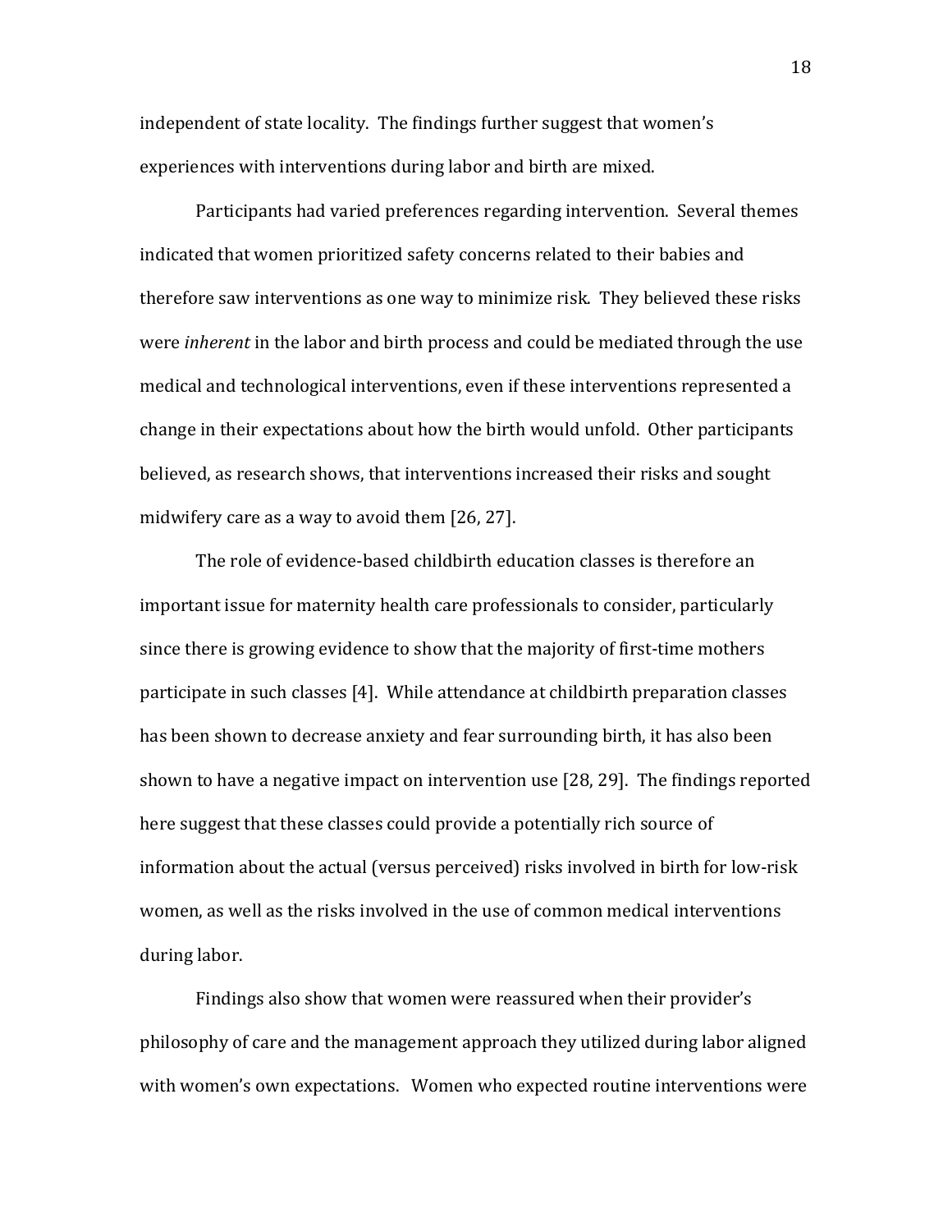independent of state locality. The findings further suggest that women's experiences with interventions during labor and birth are mixed.

Participants had varied preferences regarding intervention. Several themes indicated that women prioritized safety concerns related to their babies and therefore saw interventions as one way to minimize risk. They believed these risks were *inherent* in the labor and birth process and could be mediated through the use medical and technological interventions, even if these interventions represented a change in their expectations about how the birth would unfold. Other participants believed, as research shows, that interventions increased their risks and sought midwifery care as a way to avoid them [26, 27].

The role of evidence-based childbirth education classes is therefore an important issue for maternity health care professionals to consider, particularly since there is growing evidence to show that the majority of first-time mothers participate in such classes [4]. While attendance at childbirth preparation classes has been shown to decrease anxiety and fear surrounding birth, it has also been shown to have a negative impact on intervention use [28, 29]. The findings reported here suggest that these classes could provide a potentially rich source of information about the actual (versus perceived) risks involved in birth for low-risk women, as well as the risks involved in the use of common medical interventions during labor.

Findings also show that women were reassured when their provider's philosophy of care and the management approach they utilized during labor aligned with women's own expectations. Women who expected routine interventions were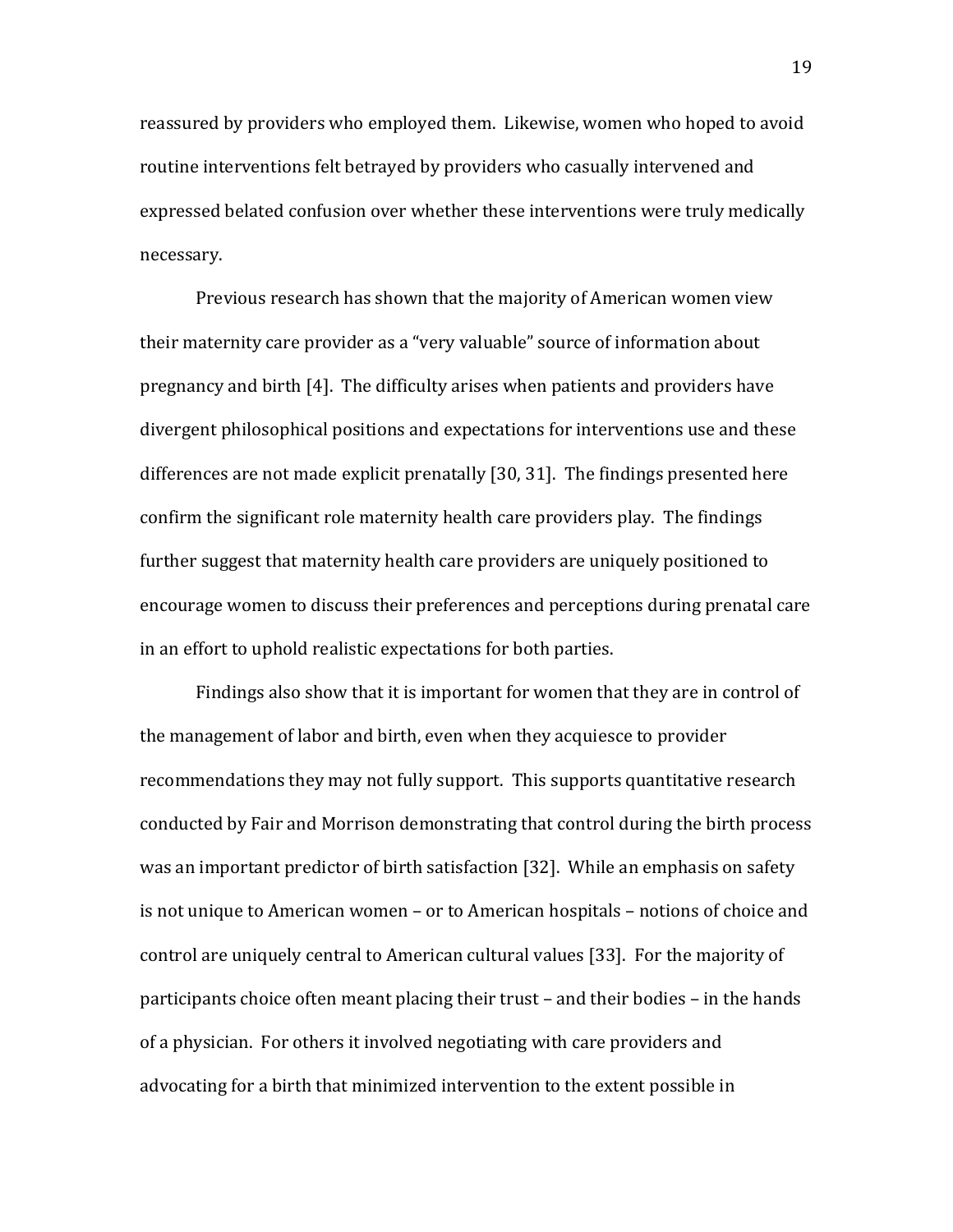reassured by providers who employed them. Likewise, women who hoped to avoid routine interventions felt betrayed by providers who casually intervened and expressed belated confusion over whether these interventions were truly medically necessary.

Previous research has shown that the majority of American women view their maternity care provider as a "very valuable" source of information about pregnancy and birth [4]. The difficulty arises when patients and providers have divergent philosophical positions and expectations for interventions use and these differences are not made explicit prenatally [30, 31]. The findings presented here confirm the significant role maternity health care providers play. The findings further suggest that maternity health care providers are uniquely positioned to encourage women to discuss their preferences and perceptions during prenatal care in an effort to uphold realistic expectations for both parties.

Findings also show that it is important for women that they are in control of the management of labor and birth, even when they acquiesce to provider recommendations they may not fully support. This supports quantitative research conducted by Fair and Morrison demonstrating that control during the birth process was an important predictor of birth satisfaction [32]. While an emphasis on safety is not unique to American women – or to American hospitals – notions of choice and control are uniquely central to American cultural values [33]. For the majority of participants choice often meant placing their trust – and their bodies – in the hands of a physician. For others it involved negotiating with care providers and advocating for a birth that minimized intervention to the extent possible in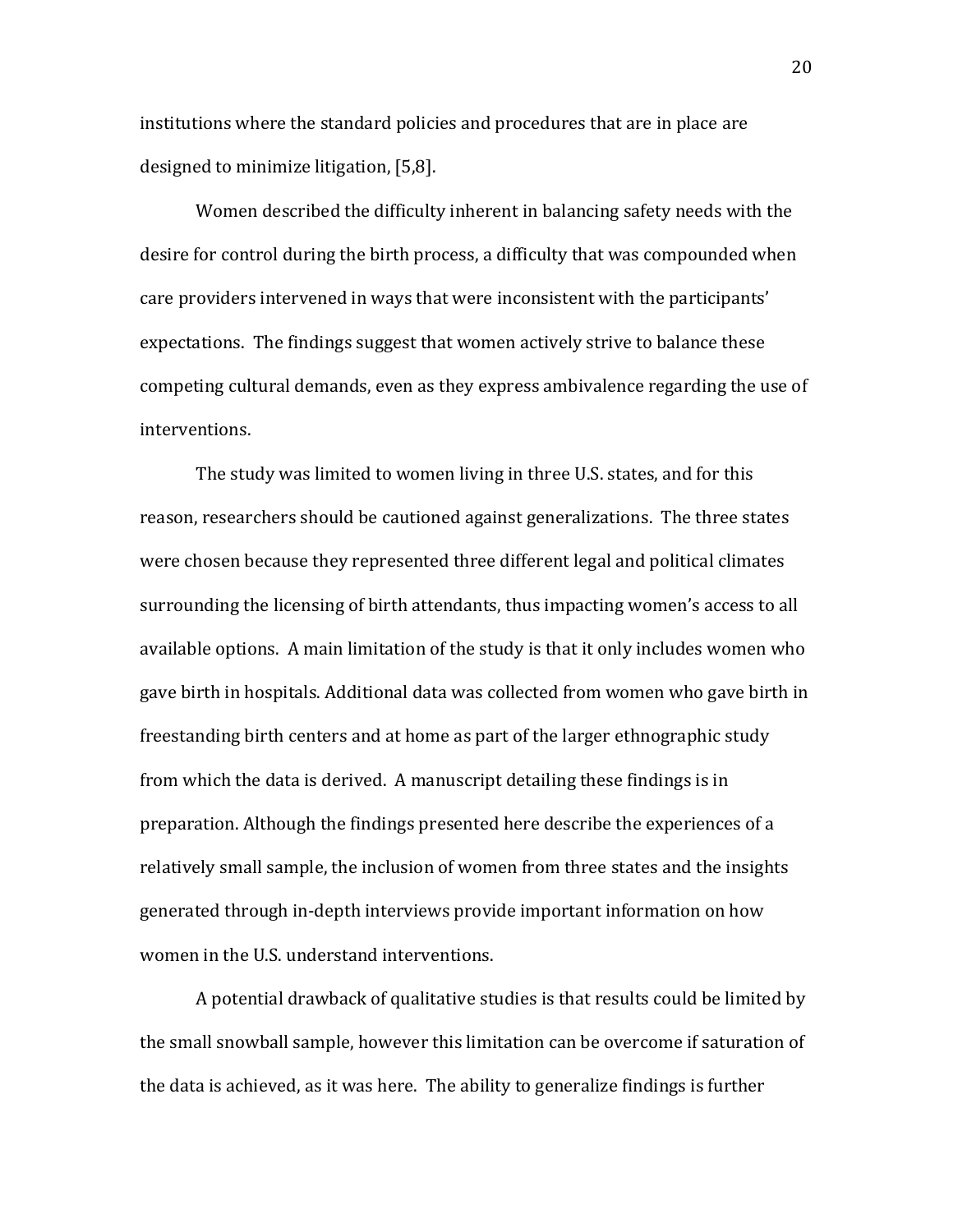institutions where the standard policies and procedures that are in place are designed to minimize litigation, [5,8].

Women described the difficulty inherent in balancing safety needs with the desire for control during the birth process, a difficulty that was compounded when care providers intervened in ways that were inconsistent with the participants' expectations. The findings suggest that women actively strive to balance these competing cultural demands, even as they express ambivalence regarding the use of interventions.

The study was limited to women living in three U.S. states, and for this reason, researchers should be cautioned against generalizations. The three states were chosen because they represented three different legal and political climates surrounding the licensing of birth attendants, thus impacting women's access to all available options. A main limitation of the study is that it only includes women who gave birth in hospitals. Additional data was collected from women who gave birth in freestanding birth centers and at home as part of the larger ethnographic study from which the data is derived. A manuscript detailing these findings is in preparation. Although the findings presented here describe the experiences of a relatively small sample, the inclusion of women from three states and the insights generated through in-depth interviews provide important information on how women in the U.S. understand interventions.

A potential drawback of qualitative studies is that results could be limited by the small snowball sample, however this limitation can be overcome if saturation of the data is achieved, as it was here. The ability to generalize findings is further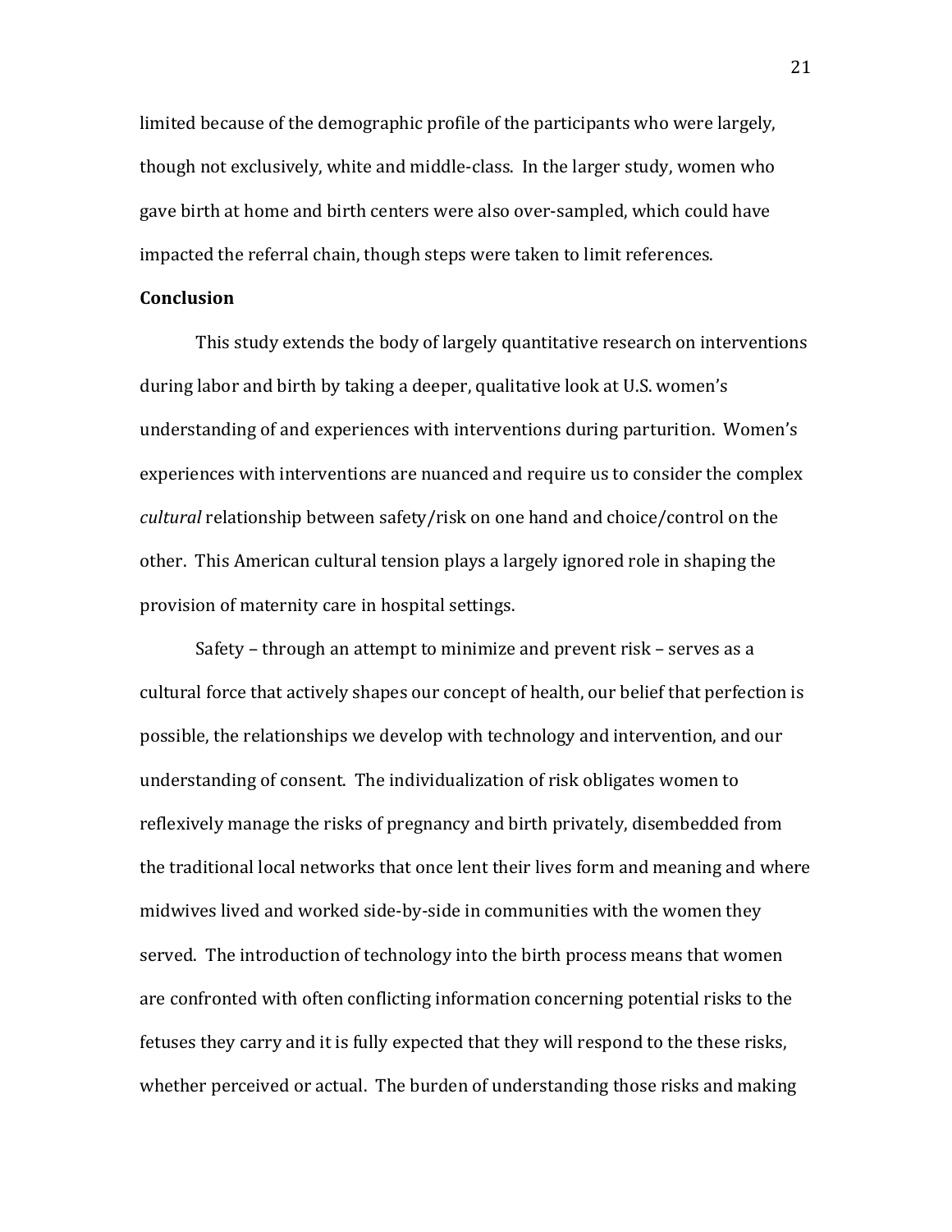limited because of the demographic profile of the participants who were largely, though not exclusively, white and middle-class. In the larger study, women who gave birth at home and birth centers were also over-sampled, which could have impacted the referral chain, though steps were taken to limit references.

**Conclusion**

This study extends the body of largely quantitative research on interventions during labor and birth by taking a deeper, qualitative look at U.S. women's understanding of and experiences with interventions during parturition. Women's experiences with interventions are nuanced and require us to consider the complex *cultural* relationship between safety/risk on one hand and choice/control on the other. This American cultural tension plays a largely ignored role in shaping the provision of maternity care in hospital settings.

Safety – through an attempt to minimize and prevent risk – serves as a cultural force that actively shapes our concept of health, our belief that perfection is possible, the relationships we develop with technology and intervention, and our understanding of consent. The individualization of risk obligates women to reflexively manage the risks of pregnancy and birth privately, disembedded from the traditional local networks that once lent their lives form and meaning and where midwives lived and worked side-by-side in communities with the women they served. The introduction of technology into the birth process means that women are confronted with often conflicting information concerning potential risks to the fetuses they carry and it is fully expected that they will respond to the these risks, whether perceived or actual. The burden of understanding those risks and making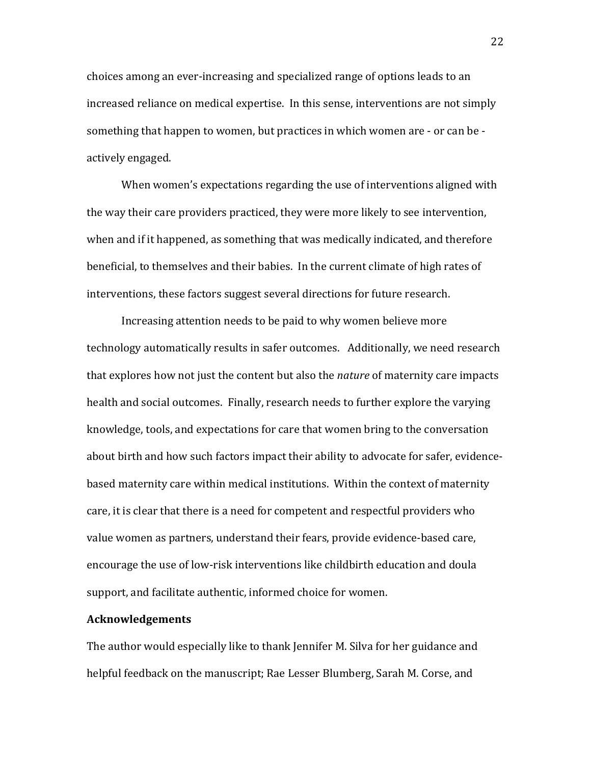choices among an ever-increasing and specialized range of options leads to an increased reliance on medical expertise. In this sense, interventions are not simply something that happen to women, but practices in which women are - or can be - actively engaged.

When women's expectations regarding the use of interventions aligned with the way their care providers practiced, they were more likely to see intervention, when and if it happened, as something that was medically indicated, and therefore beneficial, to themselves and their babies. In the current climate of high rates of interventions, these factors suggest several directions for future research.

Increasing attention needs to be paid to why women believe more technology automatically results in safer outcomes. Additionally, we need research that explores how not just the content but also the *nature* of maternity care impacts health and social outcomes. Finally, research needs to further explore the varying knowledge, tools, and expectations for care that women bring to the conversation about birth and how such factors impact their ability to advocate for safer, evidence-based maternity care within medical institutions. Within the context of maternity care, it is clear that there is a need for competent and respectful providers who value women as partners, understand their fears, provide evidence-based care, encourage the use of low-risk interventions like childbirth education and doula support, and facilitate authentic, informed choice for women.

## Acknowledgements

The author would especially like to thank Jennifer M. Silva for her guidance and helpful feedback on the manuscript; Rae Lesser Blumberg, Sarah M. Corse, and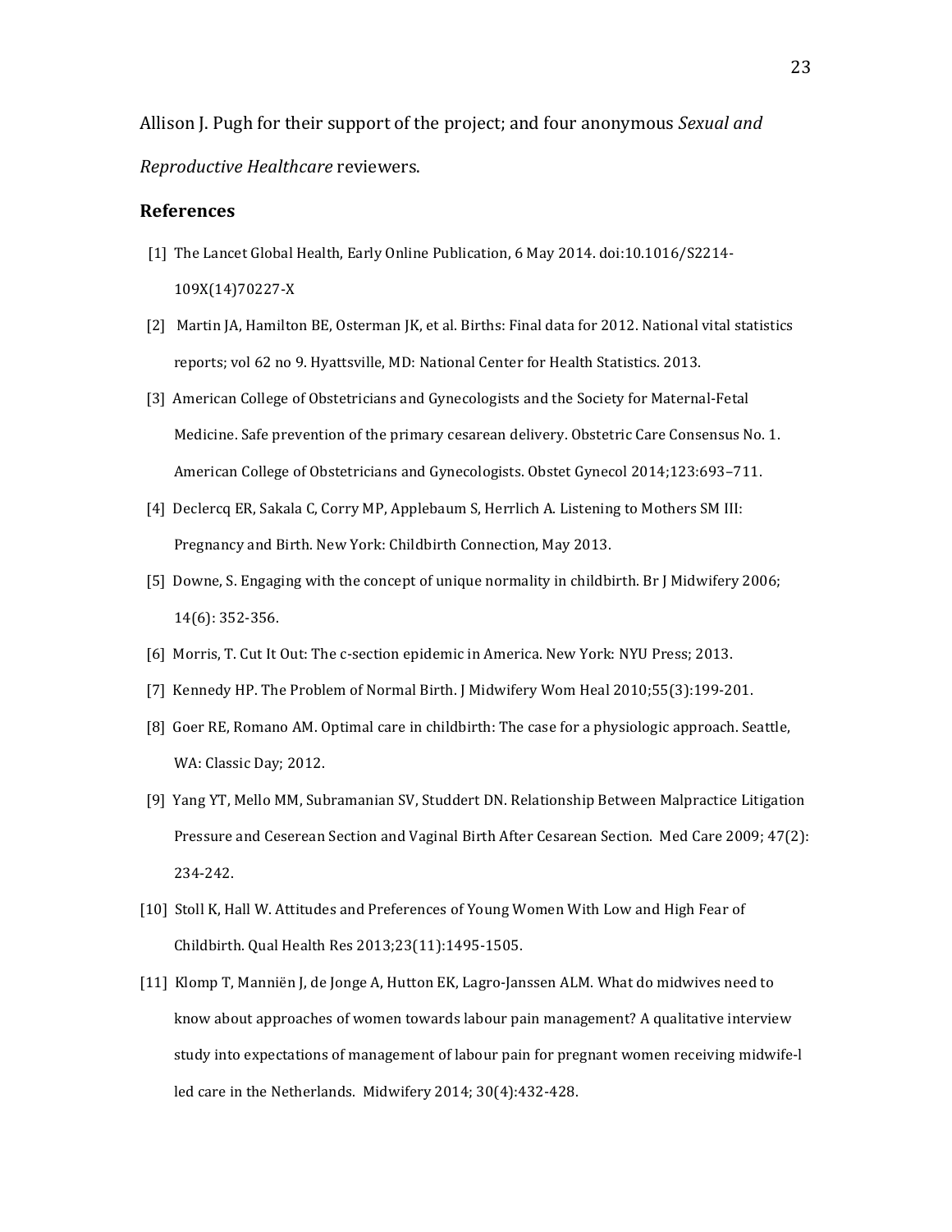Allison J. Pugh for their support of the project; and four anonymous *Sexual and Reproductive Healthcare* reviewers.

## References

[1] The Lancet Global Health, Early Online Publication, 6 May 2014. doi:10.1016/S2214-109X(14)70227-X

[2] Martin JA, Hamilton BE, Osterman JK, et al. Births: Final data for 2012. National vital statistics reports; vol 62 no 9. Hyattsville, MD: National Center for Health Statistics. 2013.

[3] American College of Obstetricians and Gynecologists and the Society for Maternal-Fetal Medicine. Safe prevention of the primary cesarean delivery. Obstetric Care Consensus No. 1. American College of Obstetricians and Gynecologists. Obstet Gynecol 2014;123:693–711.

[4] Declercq ER, Sakala C, Corry MP, Applebaum S, Herrlich A. Listening to Mothers SM III: Pregnancy and Birth. New York: Childbirth Connection, May 2013.

[5] Downe, S. Engaging with the concept of unique normality in childbirth. Br J Midwifery 2006; 14(6): 352-356.

[6] Morris, T. Cut It Out: The c-section epidemic in America. New York: NYU Press; 2013.

[7] Kennedy HP. The Problem of Normal Birth. J Midwifery Wom Heal 2010;55(3):199-201.

[8] Goer RE, Romano AM. Optimal care in childbirth: The case for a physiologic approach. Seattle, WA: Classic Day; 2012.

[9] Yang YT, Mello MM, Subramanian SV, Studdert DN. Relationship Between Malpractice Litigation Pressure and Ceserean Section and Vaginal Birth After Cesarean Section. Med Care 2009; 47(2): 234-242.

[10] Stoll K, Hall W. Attitudes and Preferences of Young Women With Low and High Fear of Childbirth. Qual Health Res 2013;23(11):1495-1505.

[11] Klomp T, Manniën J, de Jonge A, Hutton EK, Lagro-Janssen ALM. What do midwives need to know about approaches of women towards labour pain management? A qualitative interview study into expectations of management of labour pain for pregnant women receiving midwife-l led care in the Netherlands. Midwifery 2014; 30(4):432-428.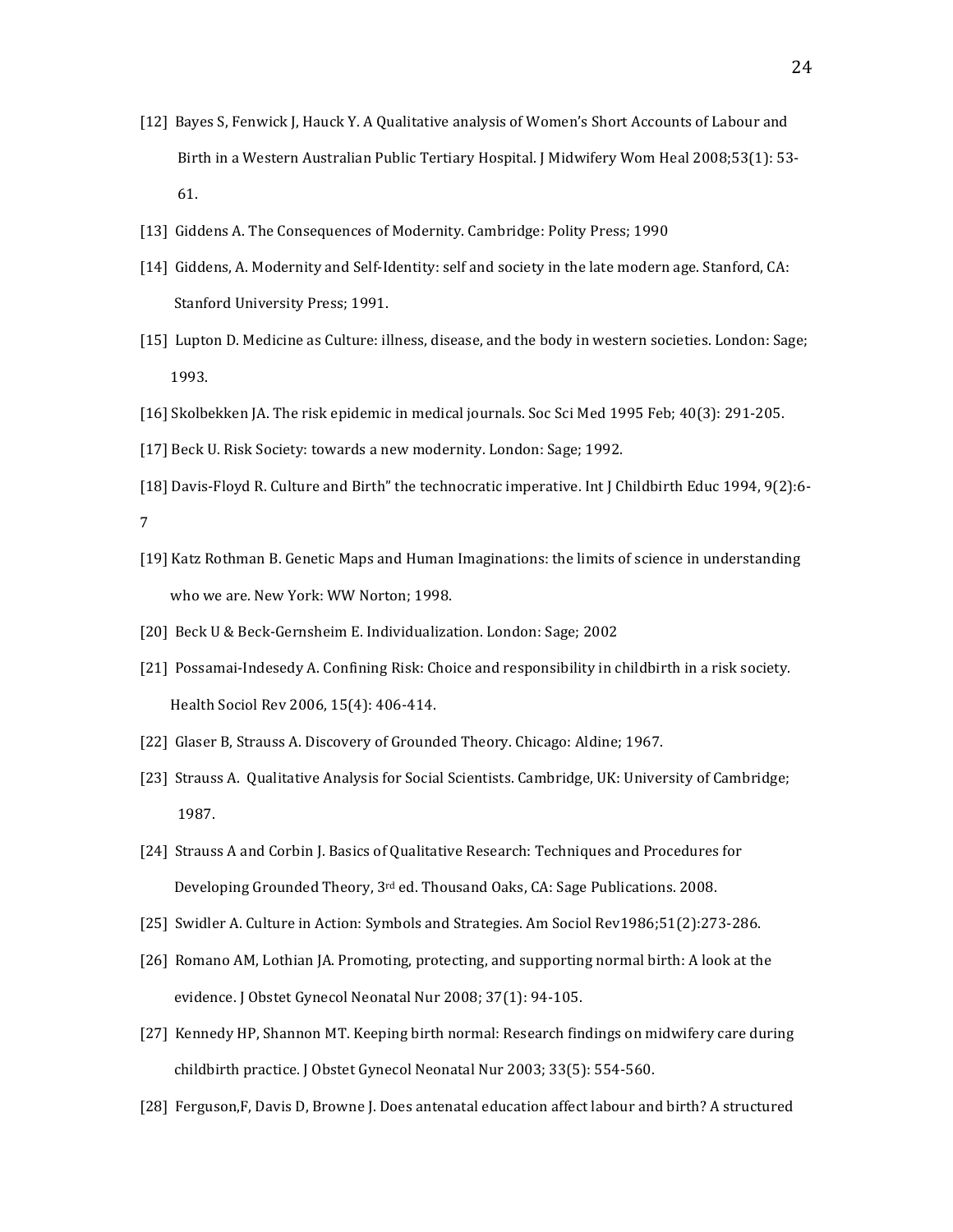[12] Bayes S, Fenwick J, Hauck Y. A Qualitative analysis of Women's Short Accounts of Labour and Birth in a Western Australian Public Tertiary Hospital. J Midwifery Wom Heal 2008;53(1): 53-61.

[13] Giddens A. The Consequences of Modernity. Cambridge: Polity Press; 1990

[14] Giddens, A. Modernity and Self-Identity: self and society in the late modern age. Stanford, CA: Stanford University Press; 1991.

[15] Lupton D. Medicine as Culture: illness, disease, and the body in western societies. London: Sage; 1993.

[16] Skolbekken JA. The risk epidemic in medical journals. Soc Sci Med 1995 Feb; 40(3): 291-205.

[17] Beck U. Risk Society: towards a new modernity. London: Sage; 1992.

[18] Davis-Floyd R. Culture and Birth" the technocratic imperative. Int J Childbirth Educ 1994, 9(2):6-7

[19] Katz Rothman B. Genetic Maps and Human Imaginations: the limits of science in understanding who we are. New York: WW Norton; 1998.

[20] Beck U & Beck-Gernsheim E. Individualization. London: Sage; 2002

[21] Possamai-Indesedy A. Confining Risk: Choice and responsibility in childbirth in a risk society. Health Sociol Rev 2006, 15(4): 406-414.

[22] Glaser B, Strauss A. Discovery of Grounded Theory. Chicago: Aldine; 1967.

[23] Strauss A. Qualitative Analysis for Social Scientists. Cambridge, UK: University of Cambridge; 1987.

[24] Strauss A and Corbin J. Basics of Qualitative Research: Techniques and Procedures for Developing Grounded Theory, 3rd ed. Thousand Oaks, CA: Sage Publications. 2008.

[25] Swidler A. Culture in Action: Symbols and Strategies. Am Sociol Rev1986;51(2):273-286.

[26] Romano AM, Lothian JA. Promoting, protecting, and supporting normal birth: A look at the evidence. J Obstet Gynecol Neonatal Nur 2008; 37(1): 94-105.

[27] Kennedy HP, Shannon MT. Keeping birth normal: Research findings on midwifery care during childbirth practice. J Obstet Gynecol Neonatal Nur 2003; 33(5): 554-560.

[28] Ferguson,F, Davis D, Browne J. Does antenatal education affect labour and birth? A structured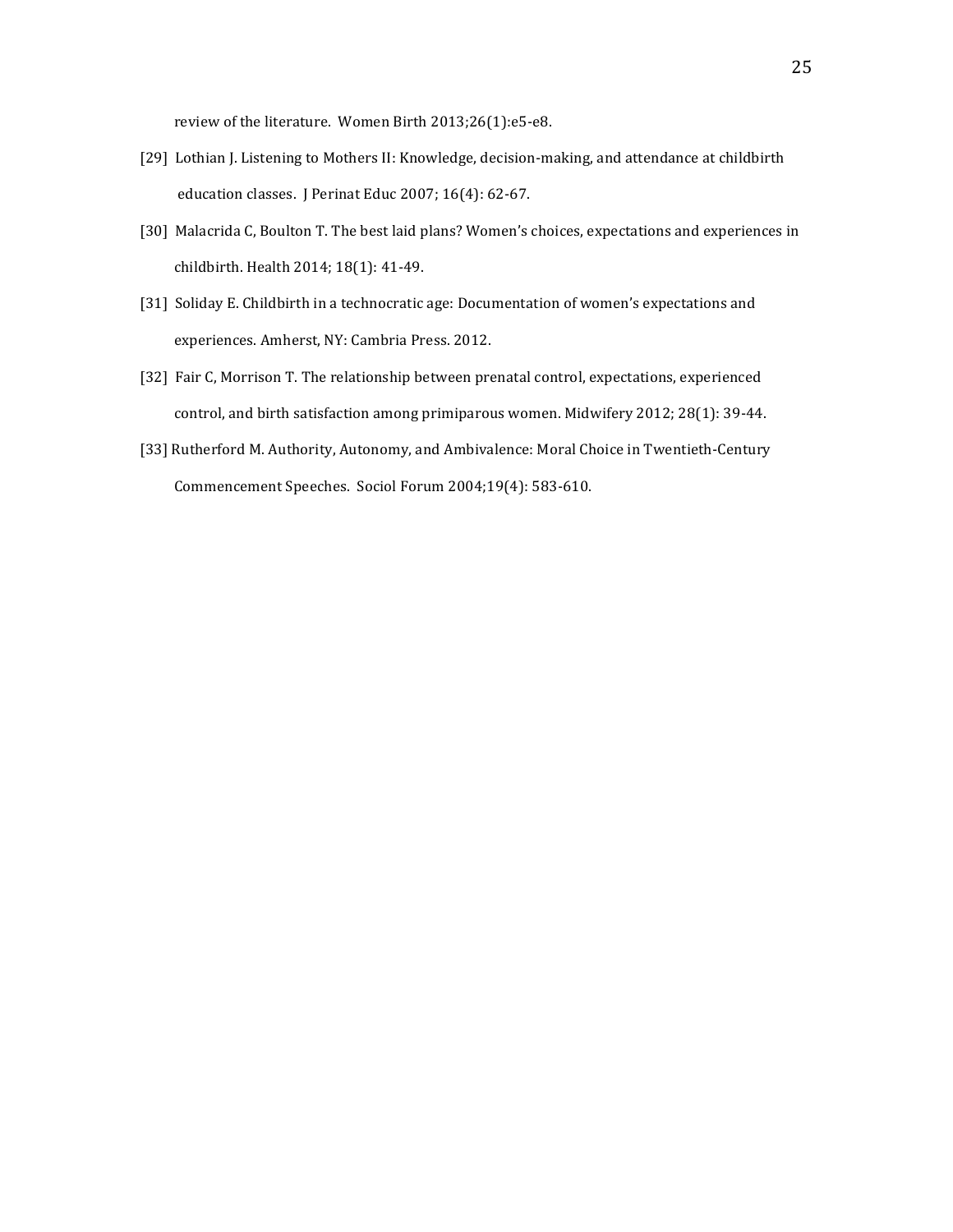review of the literature. Women Birth 2013;26(1):e5-e8.

[29] Lothian J. Listening to Mothers II: Knowledge, decision-making, and attendance at childbirth education classes. J Perinat Educ 2007; 16(4): 62-67.

[30] Malacrida C, Boulton T. The best laid plans? Women's choices, expectations and experiences in childbirth. Health 2014; 18(1): 41-49.

[31] Soliday E. Childbirth in a technocratic age: Documentation of women's expectations and experiences. Amherst, NY: Cambria Press. 2012.

[32] Fair C, Morrison T. The relationship between prenatal control, expectations, experienced control, and birth satisfaction among primiparous women. Midwifery 2012; 28(1): 39-44.

[33] Rutherford M. Authority, Autonomy, and Ambivalence: Moral Choice in Twentieth-Century Commencement Speeches. Sociol Forum 2004;19(4): 583-610.